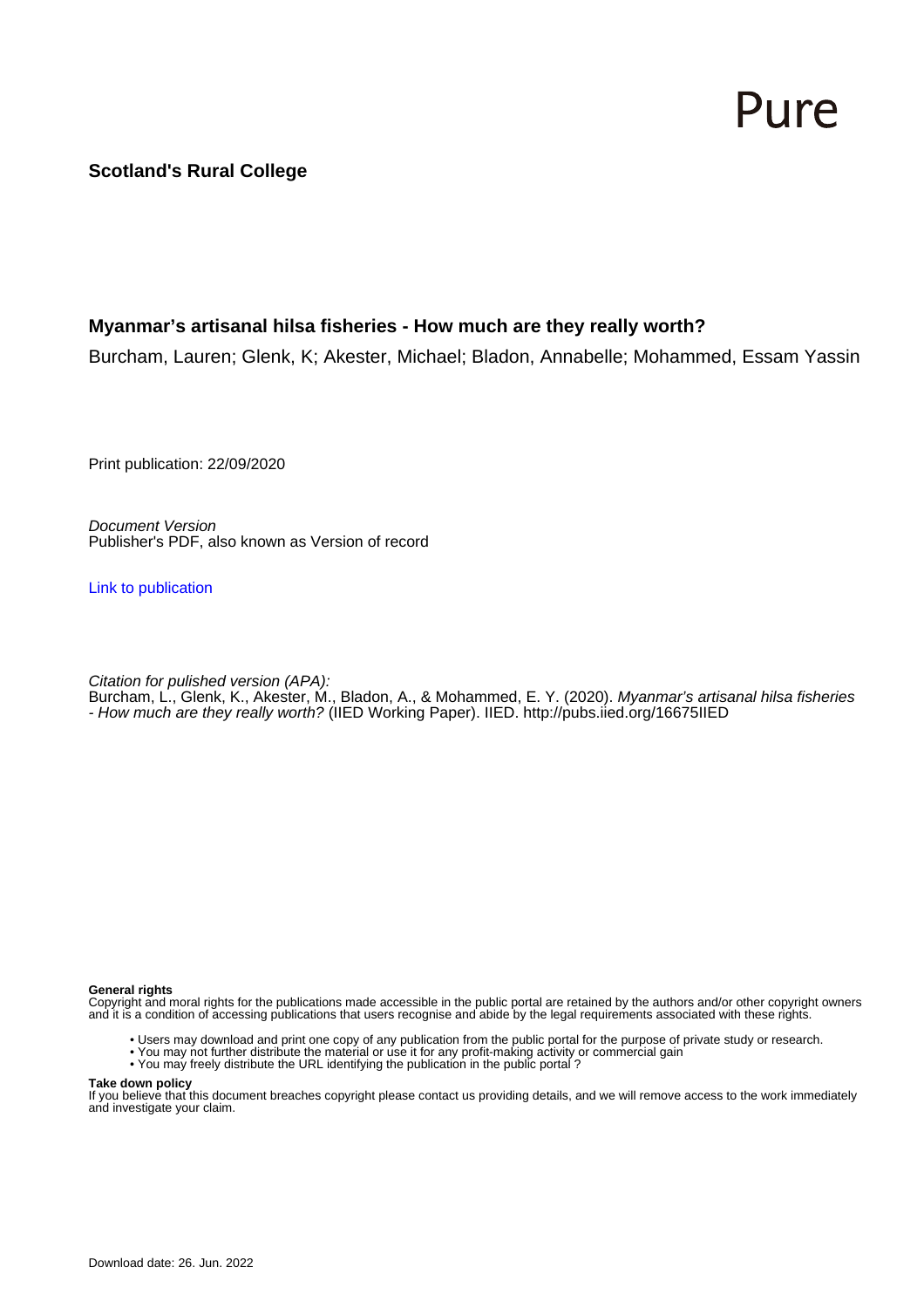Pure

**Scotland's Rural College**

**Myanmar's artisanal hilsa fisheries - How much are they really worth?**

Burcham, Lauren; Glenk, K; Akester, Michael; Bladon, Annabelle; Mohammed, Essam Yassin

Print publication: 22/09/2020

*Document Version*
Publisher's PDF, also known as Version of record

Link to publication

*Citation for pulished version (APA):*
Burcham, L., Glenk, K., Akester, M., Bladon, A., & Mohammed, E. Y. (2020). *Myanmar's artisanal hilsa fisheries - How much are they really worth?* (IIED Working Paper). IIED. http://pubs.iied.org/16675IIED

**General rights**
Copyright and moral rights for the publications made accessible in the public portal are retained by the authors and/or other copyright owners and it is a condition of accessing publications that users recognise and abide by the legal requirements associated with these rights.

- Users may download and print one copy of any publication from the public portal for the purpose of private study or research.
- You may not further distribute the material or use it for any profit-making activity or commercial gain
- You may freely distribute the URL identifying the publication in the public portal ?

**Take down policy**
If you believe that this document breaches copyright please contact us providing details, and we will remove access to the work immediately and investigate your claim.

Download date: 26. Jun. 2022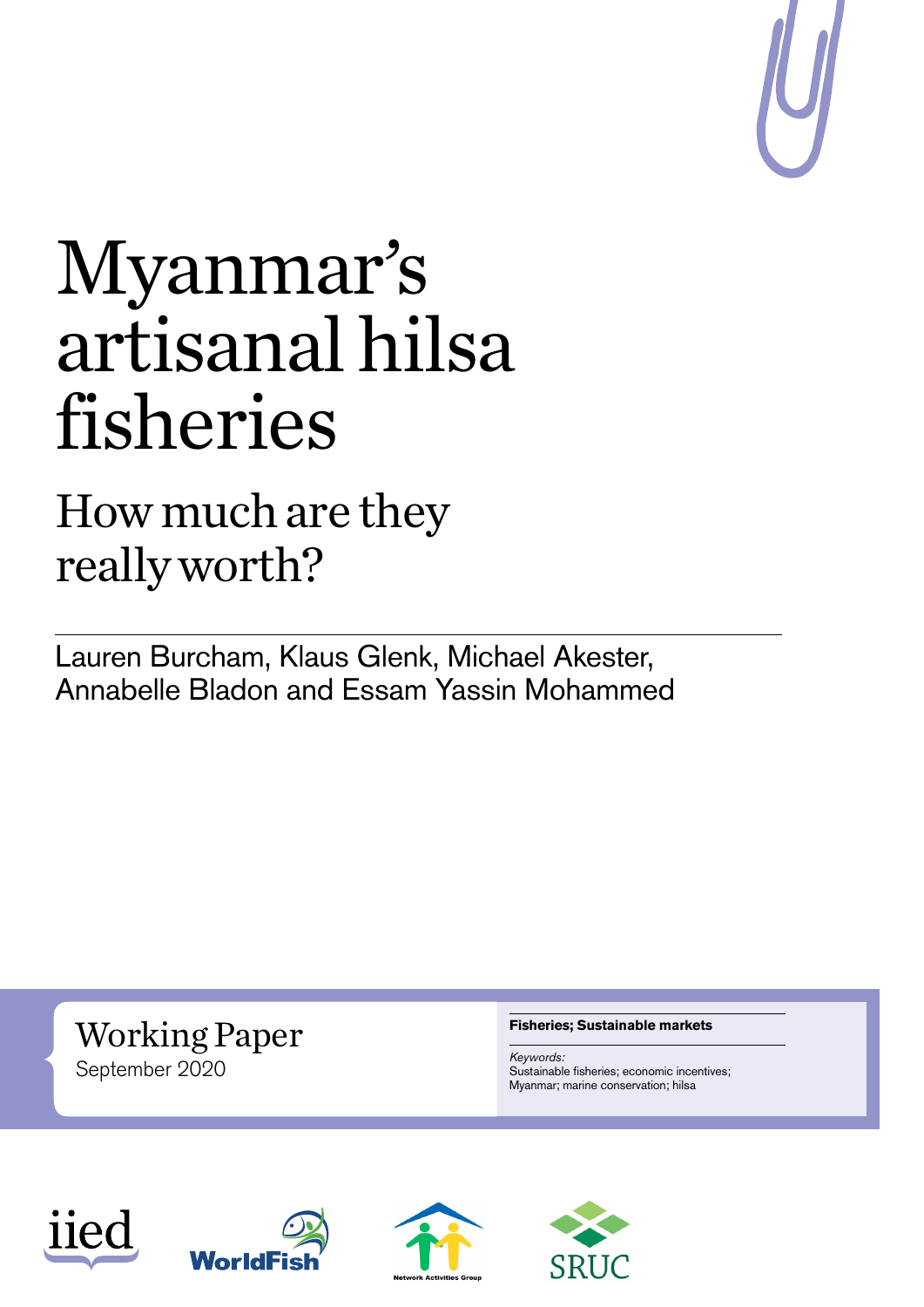# Myanmar's artisanal hilsa fisheries

## How much are they really worth?

Lauren Burcham, Klaus Glenk, Michael Akester, Annabelle Bladon and Essam Yassin Mohammed

Working Paper

September 2020

**Fisheries; Sustainable markets**

*Keywords:*

Sustainable fisheries; economic incentives; Myanmar; marine conservation; hilsa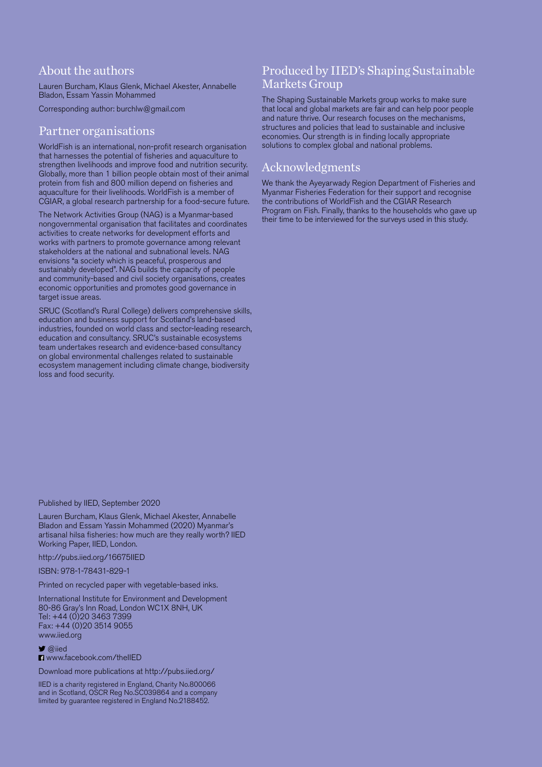## About the authors

Lauren Burcham, Klaus Glenk, Michael Akester, Annabelle Bladon, Essam Yassin Mohammed

Corresponding author: burchlw@gmail.com

## Partner organisations

WorldFish is an international, non-profit research organisation that harnesses the potential of fisheries and aquaculture to strengthen livelihoods and improve food and nutrition security. Globally, more than 1 billion people obtain most of their animal protein from fish and 800 million depend on fisheries and aquaculture for their livelihoods. WorldFish is a member of CGIAR, a global research partnership for a food-secure future.

The Network Activities Group (NAG) is a Myanmar-based nongovernmental organisation that facilitates and coordinates activities to create networks for development efforts and works with partners to promote governance among relevant stakeholders at the national and subnational levels. NAG envisions "a society which is peaceful, prosperous and sustainably developed". NAG builds the capacity of people and community-based and civil society organisations, creates economic opportunities and promotes good governance in target issue areas.

SRUC (Scotland's Rural College) delivers comprehensive skills, education and business support for Scotland's land-based industries, founded on world class and sector-leading research, education and consultancy. SRUC's sustainable ecosystems team undertakes research and evidence-based consultancy on global environmental challenges related to sustainable ecosystem management including climate change, biodiversity loss and food security.

## Produced by IIED's Shaping Sustainable Markets Group

The Shaping Sustainable Markets group works to make sure that local and global markets are fair and can help poor people and nature thrive. Our research focuses on the mechanisms, structures and policies that lead to sustainable and inclusive economies. Our strength is in finding locally appropriate solutions to complex global and national problems.

## Acknowledgments

We thank the Ayeyarwady Region Department of Fisheries and Myanmar Fisheries Federation for their support and recognise the contributions of WorldFish and the CGIAR Research Program on Fish. Finally, thanks to the households who gave up their time to be interviewed for the surveys used in this study.

Published by IIED, September 2020

Lauren Burcham, Klaus Glenk, Michael Akester, Annabelle Bladon and Essam Yassin Mohammed (2020) Myanmar's artisanal hilsa fisheries: how much are they really worth? IIED Working Paper, IIED, London.

http://pubs.iied.org/16675IIED

ISBN: 978-1-78431-829-1

Printed on recycled paper with vegetable-based inks.

International Institute for Environment and Development
80-86 Gray's Inn Road, London WC1X 8NH, UK
Tel: +44 (0)20 3463 7399
Fax: +44 (0)20 3514 9055
www.iied.org

@iied
www.facebook.com/theIIED

Download more publications at http://pubs.iied.org/

IIED is a charity registered in England, Charity No.800066 and in Scotland, OSCR Reg No.SC039864 and a company limited by guarantee registered in England No.2188452.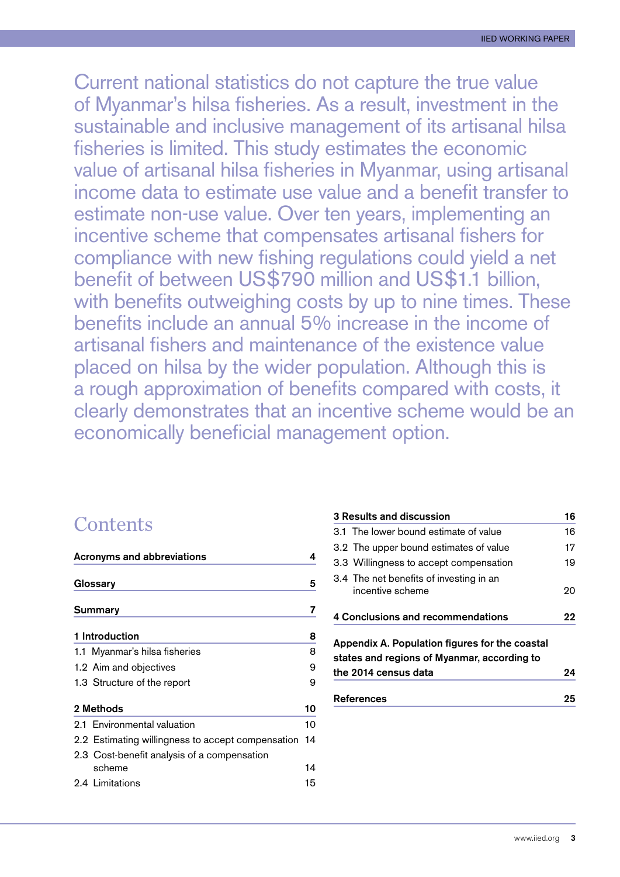Current national statistics do not capture the true value of Myanmar's hilsa fisheries. As a result, investment in the sustainable and inclusive management of its artisanal hilsa fisheries is limited. This study estimates the economic value of artisanal hilsa fisheries in Myanmar, using artisanal income data to estimate use value and a benefit transfer to estimate non-use value. Over ten years, implementing an incentive scheme that compensates artisanal fishers for compliance with new fishing regulations could yield a net benefit of between US$790 million and US$1.1 billion, with benefits outweighing costs by up to nine times. These benefits include an annual 5% increase in the income of artisanal fishers and maintenance of the existence value placed on hilsa by the wider population. Although this is a rough approximation of benefits compared with costs, it clearly demonstrates that an incentive scheme would be an economically beneficial management option.

## Contents

| | |
|---|---|
| **Acronyms and abbreviations** | **4** |
| **Glossary** | **5** |
| **Summary** | **7** |
| **1 Introduction** | **8** |
| 1.1 Myanmar's hilsa fisheries | 8 |
| 1.2 Aim and objectives | 9 |
| 1.3 Structure of the report | 9 |
| **2 Methods** | **10** |
| 2.1 Environmental valuation | 10 |
| 2.2 Estimating willingness to accept compensation | 14 |
| 2.3 Cost-benefit analysis of a compensation scheme | 14 |
| 2.4 Limitations | 15 |
| **3 Results and discussion** | **16** |
| 3.1 The lower bound estimate of value | 16 |
| 3.2 The upper bound estimates of value | 17 |
| 3.3 Willingness to accept compensation | 19 |
| 3.4 The net benefits of investing in an incentive scheme | 20 |
| **4 Conclusions and recommendations** | **22** |
| **Appendix A. Population figures for the coastal states and regions of Myanmar, according to the 2014 census data** | **24** |
| **References** | **25** |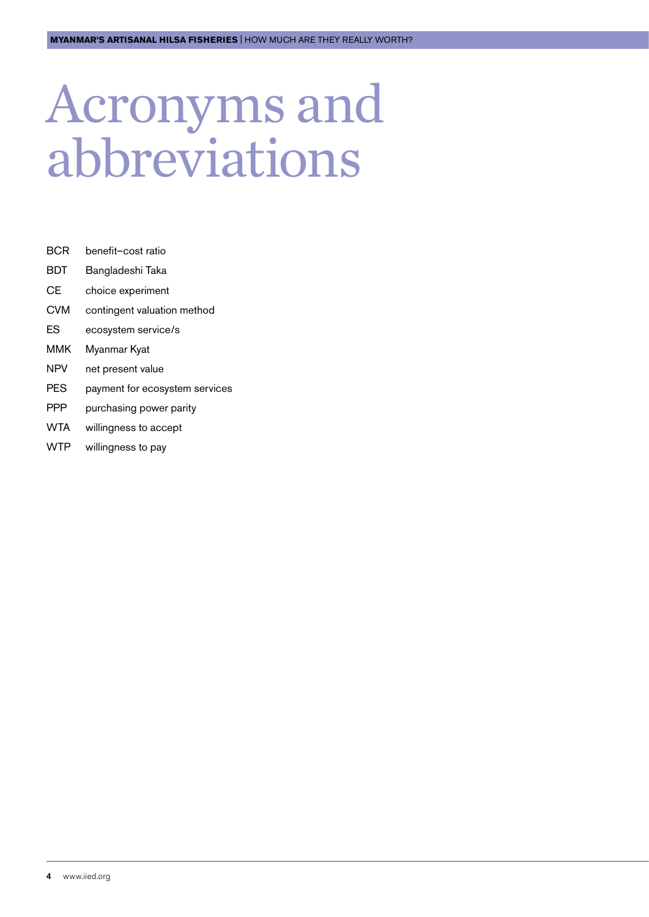# Acronyms and abbreviations

| | |
|---|---|
| BCR | benefit–cost ratio |
| BDT | Bangladeshi Taka |
| CE | choice experiment |
| CVM | contingent valuation method |
| ES | ecosystem service/s |
| MMK | Myanmar Kyat |
| NPV | net present value |
| PES | payment for ecosystem services |
| PPP | purchasing power parity |
| WTA | willingness to accept |
| WTP | willingness to pay |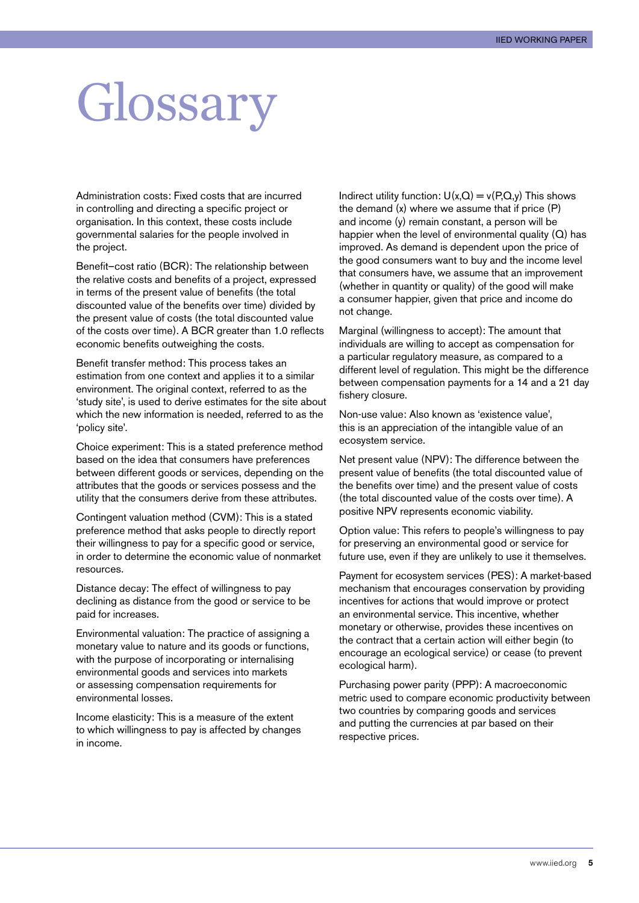# Glossary

Administration costs: Fixed costs that are incurred in controlling and directing a specific project or organisation. In this context, these costs include governmental salaries for the people involved in the project.

Benefit–cost ratio (BCR): The relationship between the relative costs and benefits of a project, expressed in terms of the present value of benefits (the total discounted value of the benefits over time) divided by the present value of costs (the total discounted value of the costs over time). A BCR greater than 1.0 reflects economic benefits outweighing the costs.

Benefit transfer method: This process takes an estimation from one context and applies it to a similar environment. The original context, referred to as the 'study site', is used to derive estimates for the site about which the new information is needed, referred to as the 'policy site'.

Choice experiment: This is a stated preference method based on the idea that consumers have preferences between different goods or services, depending on the attributes that the goods or services possess and the utility that the consumers derive from these attributes.

Contingent valuation method (CVM): This is a stated preference method that asks people to directly report their willingness to pay for a specific good or service, in order to determine the economic value of nonmarket resources.

Distance decay: The effect of willingness to pay declining as distance from the good or service to be paid for increases.

Environmental valuation: The practice of assigning a monetary value to nature and its goods or functions, with the purpose of incorporating or internalising environmental goods and services into markets or assessing compensation requirements for environmental losses.

Income elasticity: This is a measure of the extent to which willingness to pay is affected by changes in income.

Indirect utility function: $U(x,Q) = v(P,Q,y)$ This shows the demand (x) where we assume that if price (P) and income (y) remain constant, a person will be happier when the level of environmental quality (Q) has improved. As demand is dependent upon the price of the good consumers want to buy and the income level that consumers have, we assume that an improvement (whether in quantity or quality) of the good will make a consumer happier, given that price and income do not change.

Marginal (willingness to accept): The amount that individuals are willing to accept as compensation for a particular regulatory measure, as compared to a different level of regulation. This might be the difference between compensation payments for a 14 and a 21 day fishery closure.

Non-use value: Also known as 'existence value', this is an appreciation of the intangible value of an ecosystem service.

Net present value (NPV): The difference between the present value of benefits (the total discounted value of the benefits over time) and the present value of costs (the total discounted value of the costs over time). A positive NPV represents economic viability.

Option value: This refers to people's willingness to pay for preserving an environmental good or service for future use, even if they are unlikely to use it themselves.

Payment for ecosystem services (PES): A market-based mechanism that encourages conservation by providing incentives for actions that would improve or protect an environmental service. This incentive, whether monetary or otherwise, provides these incentives on the contract that a certain action will either begin (to encourage an ecological service) or cease (to prevent ecological harm).

Purchasing power parity (PPP): A macroeconomic metric used to compare economic productivity between two countries by comparing goods and services and putting the currencies at par based on their respective prices.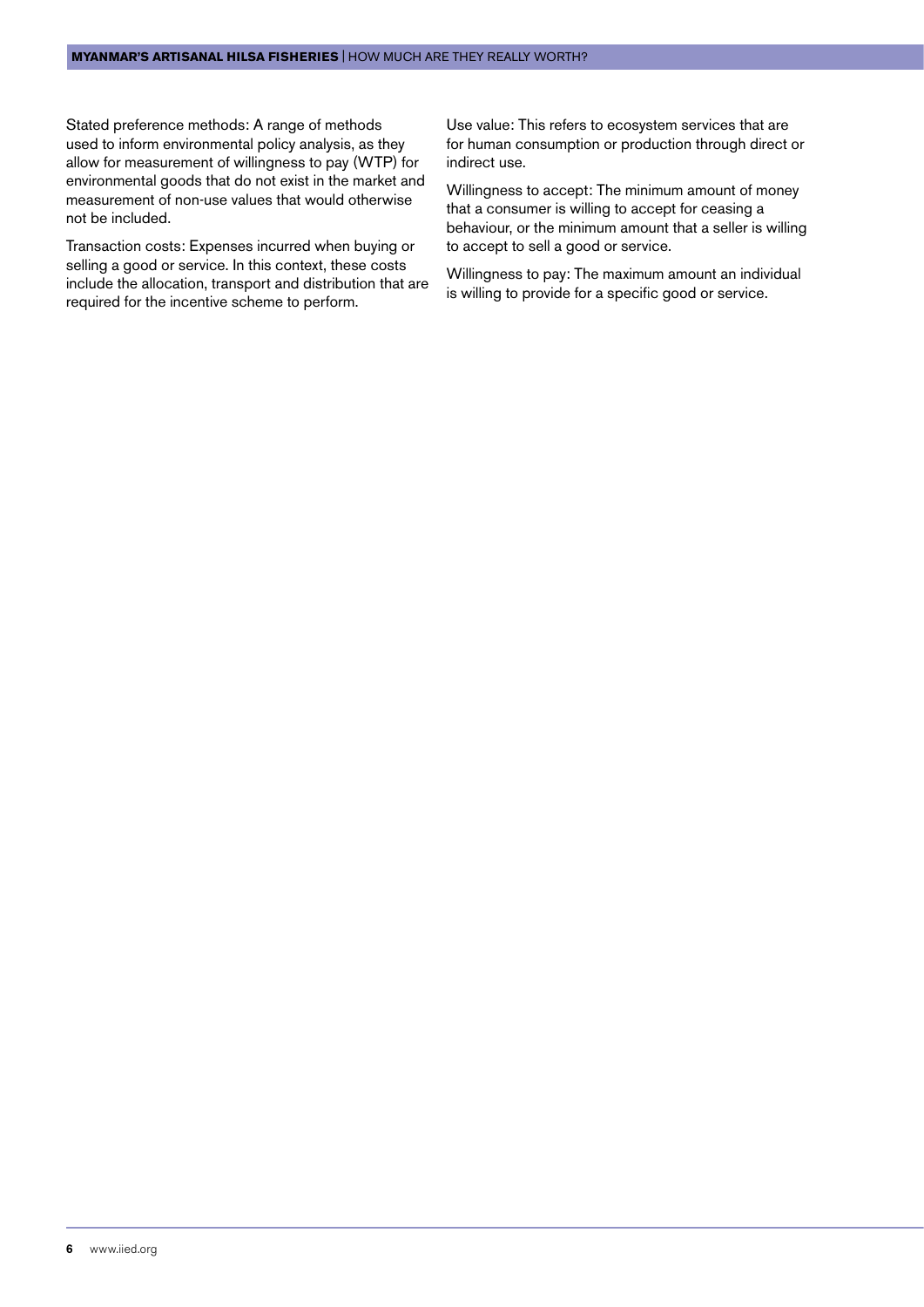Stated preference methods: A range of methods used to inform environmental policy analysis, as they allow for measurement of willingness to pay (WTP) for environmental goods that do not exist in the market and measurement of non-use values that would otherwise not be included.

Transaction costs: Expenses incurred when buying or selling a good or service. In this context, these costs include the allocation, transport and distribution that are required for the incentive scheme to perform.

Use value: This refers to ecosystem services that are for human consumption or production through direct or indirect use.

Willingness to accept: The minimum amount of money that a consumer is willing to accept for ceasing a behaviour, or the minimum amount that a seller is willing to accept to sell a good or service.

Willingness to pay: The maximum amount an individual is willing to provide for a specific good or service.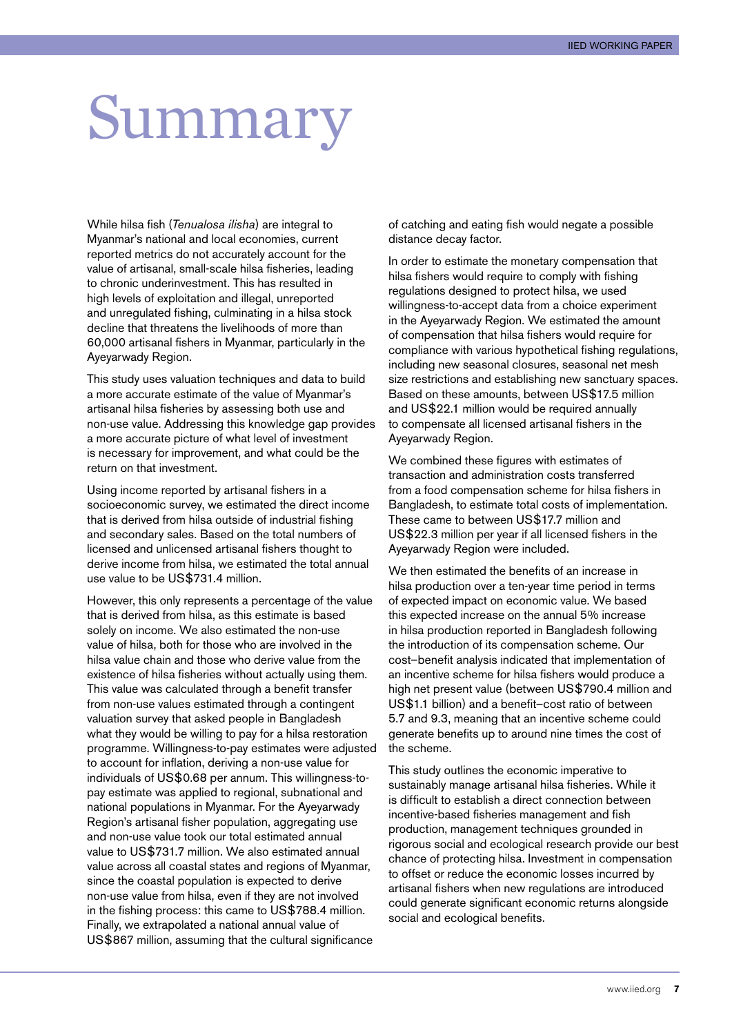# Summary

While hilsa fish (*Tenualosa ilisha*) are integral to Myanmar's national and local economies, current reported metrics do not accurately account for the value of artisanal, small-scale hilsa fisheries, leading to chronic underinvestment. This has resulted in high levels of exploitation and illegal, unreported and unregulated fishing, culminating in a hilsa stock decline that threatens the livelihoods of more than 60,000 artisanal fishers in Myanmar, particularly in the Ayeyarwady Region.

This study uses valuation techniques and data to build a more accurate estimate of the value of Myanmar's artisanal hilsa fisheries by assessing both use and non-use value. Addressing this knowledge gap provides a more accurate picture of what level of investment is necessary for improvement, and what could be the return on that investment.

Using income reported by artisanal fishers in a socioeconomic survey, we estimated the direct income that is derived from hilsa outside of industrial fishing and secondary sales. Based on the total numbers of licensed and unlicensed artisanal fishers thought to derive income from hilsa, we estimated the total annual use value to be US$731.4 million.

However, this only represents a percentage of the value that is derived from hilsa, as this estimate is based solely on income. We also estimated the non-use value of hilsa, both for those who are involved in the hilsa value chain and those who derive value from the existence of hilsa fisheries without actually using them. This value was calculated through a benefit transfer from non-use values estimated through a contingent valuation survey that asked people in Bangladesh what they would be willing to pay for a hilsa restoration programme. Willingness-to-pay estimates were adjusted to account for inflation, deriving a non-use value for individuals of US$0.68 per annum. This willingness-to-pay estimate was applied to regional, subnational and national populations in Myanmar. For the Ayeyarwady Region's artisanal fisher population, aggregating use and non-use value took our total estimated annual value to US$731.7 million. We also estimated annual value across all coastal states and regions of Myanmar, since the coastal population is expected to derive non-use value from hilsa, even if they are not involved in the fishing process: this came to US$788.4 million. Finally, we extrapolated a national annual value of US$867 million, assuming that the cultural significance of catching and eating fish would negate a possible distance decay factor.

In order to estimate the monetary compensation that hilsa fishers would require to comply with fishing regulations designed to protect hilsa, we used willingness-to-accept data from a choice experiment in the Ayeyarwady Region. We estimated the amount of compensation that hilsa fishers would require for compliance with various hypothetical fishing regulations, including new seasonal closures, seasonal net mesh size restrictions and establishing new sanctuary spaces. Based on these amounts, between US$17.5 million and US$22.1 million would be required annually to compensate all licensed artisanal fishers in the Ayeyarwady Region.

We combined these figures with estimates of transaction and administration costs transferred from a food compensation scheme for hilsa fishers in Bangladesh, to estimate total costs of implementation. These came to between US$17.7 million and US$22.3 million per year if all licensed fishers in the Ayeyarwady Region were included.

We then estimated the benefits of an increase in hilsa production over a ten-year time period in terms of expected impact on economic value. We based this expected increase on the annual 5% increase in hilsa production reported in Bangladesh following the introduction of its compensation scheme. Our cost–benefit analysis indicated that implementation of an incentive scheme for hilsa fishers would produce a high net present value (between US$790.4 million and US$1.1 billion) and a benefit–cost ratio of between 5.7 and 9.3, meaning that an incentive scheme could generate benefits up to around nine times the cost of the scheme.

This study outlines the economic imperative to sustainably manage artisanal hilsa fisheries. While it is difficult to establish a direct connection between incentive-based fisheries management and fish production, management techniques grounded in rigorous social and ecological research provide our best chance of protecting hilsa. Investment in compensation to offset or reduce the economic losses incurred by artisanal fishers when new regulations are introduced could generate significant economic returns alongside social and ecological benefits.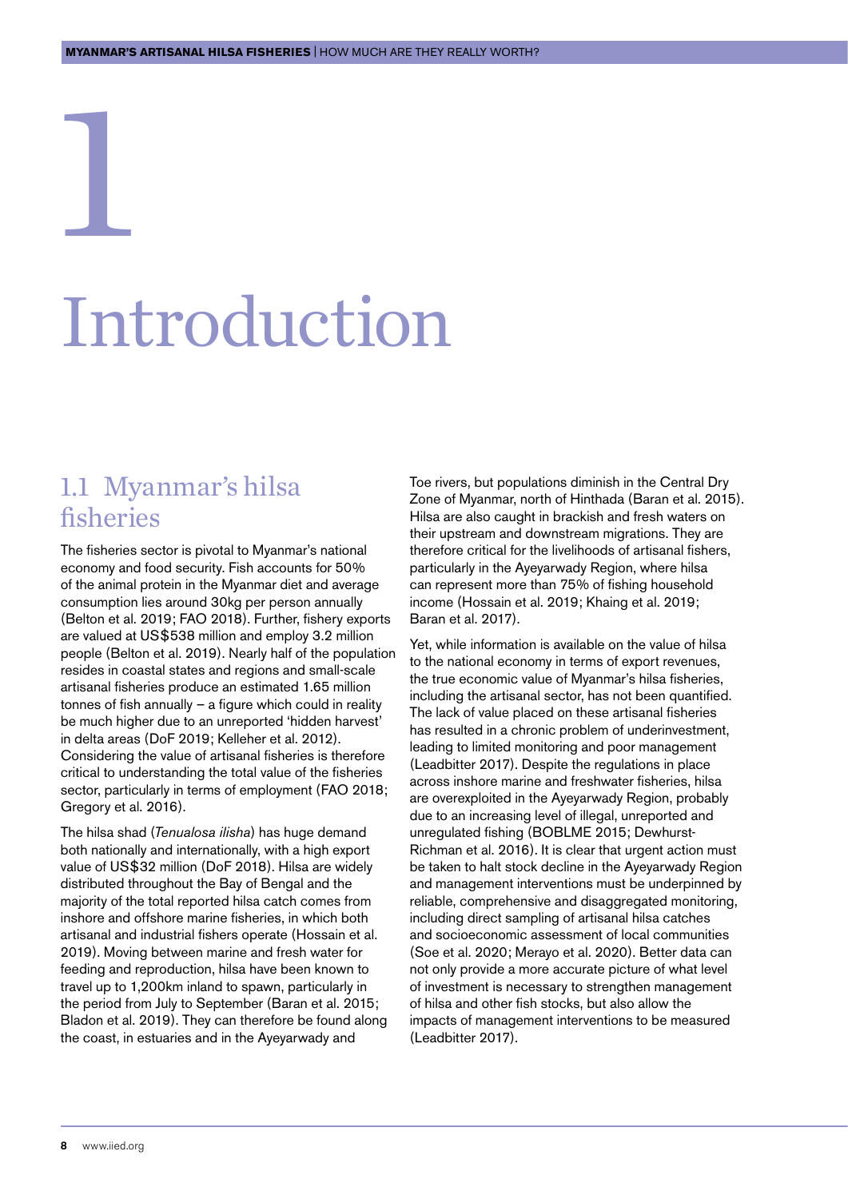# 1 Introduction

## 1.1 Myanmar's hilsa fisheries

The fisheries sector is pivotal to Myanmar's national economy and food security. Fish accounts for 50% of the animal protein in the Myanmar diet and average consumption lies around 30kg per person annually (Belton et al. 2019; FAO 2018). Further, fishery exports are valued at US$538 million and employ 3.2 million people (Belton et al. 2019). Nearly half of the population resides in coastal states and regions and small-scale artisanal fisheries produce an estimated 1.65 million tonnes of fish annually – a figure which could in reality be much higher due to an unreported 'hidden harvest' in delta areas (DoF 2019; Kelleher et al. 2012). Considering the value of artisanal fisheries is therefore critical to understanding the total value of the fisheries sector, particularly in terms of employment (FAO 2018; Gregory et al. 2016).

The hilsa shad (*Tenualosa ilisha*) has huge demand both nationally and internationally, with a high export value of US$32 million (DoF 2018). Hilsa are widely distributed throughout the Bay of Bengal and the majority of the total reported hilsa catch comes from inshore and offshore marine fisheries, in which both artisanal and industrial fishers operate (Hossain et al. 2019). Moving between marine and fresh water for feeding and reproduction, hilsa have been known to travel up to 1,200km inland to spawn, particularly in the period from July to September (Baran et al. 2015; Bladon et al. 2019). They can therefore be found along the coast, in estuaries and in the Ayeyarwady and Toe rivers, but populations diminish in the Central Dry Zone of Myanmar, north of Hinthada (Baran et al. 2015). Hilsa are also caught in brackish and fresh waters on their upstream and downstream migrations. They are therefore critical for the livelihoods of artisanal fishers, particularly in the Ayeyarwady Region, where hilsa can represent more than 75% of fishing household income (Hossain et al. 2019; Khaing et al. 2019; Baran et al. 2017).

Yet, while information is available on the value of hilsa to the national economy in terms of export revenues, the true economic value of Myanmar's hilsa fisheries, including the artisanal sector, has not been quantified. The lack of value placed on these artisanal fisheries has resulted in a chronic problem of underinvestment, leading to limited monitoring and poor management (Leadbitter 2017). Despite the regulations in place across inshore marine and freshwater fisheries, hilsa are overexploited in the Ayeyarwady Region, probably due to an increasing level of illegal, unreported and unregulated fishing (BOBLME 2015; Dewhurst-Richman et al. 2016). It is clear that urgent action must be taken to halt stock decline in the Ayeyarwady Region and management interventions must be underpinned by reliable, comprehensive and disaggregated monitoring, including direct sampling of artisanal hilsa catches and socioeconomic assessment of local communities (Soe et al. 2020; Merayo et al. 2020). Better data can not only provide a more accurate picture of what level of investment is necessary to strengthen management of hilsa and other fish stocks, but also allow the impacts of management interventions to be measured (Leadbitter 2017).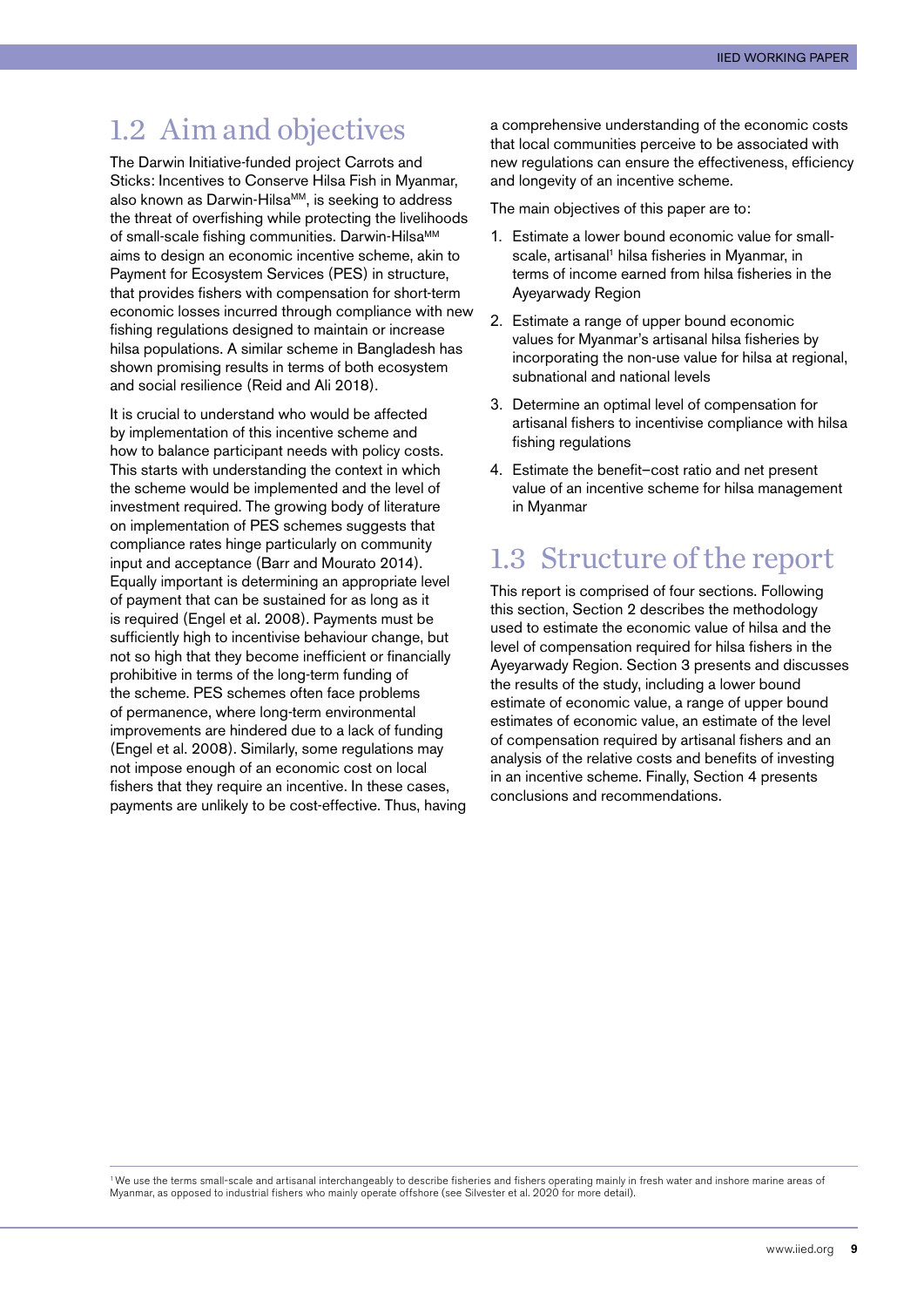## 1.2 Aim and objectives

The Darwin Initiative-funded project Carrots and Sticks: Incentives to Conserve Hilsa Fish in Myanmar, also known as Darwin-Hilsa[MM], is seeking to address the threat of overfishing while protecting the livelihoods of small-scale fishing communities. Darwin-Hilsa[MM] aims to design an economic incentive scheme, akin to Payment for Ecosystem Services (PES) in structure, that provides fishers with compensation for short-term economic losses incurred through compliance with new fishing regulations designed to maintain or increase hilsa populations. A similar scheme in Bangladesh has shown promising results in terms of both ecosystem and social resilience (Reid and Ali 2018).

It is crucial to understand who would be affected by implementation of this incentive scheme and how to balance participant needs with policy costs. This starts with understanding the context in which the scheme would be implemented and the level of investment required. The growing body of literature on implementation of PES schemes suggests that compliance rates hinge particularly on community input and acceptance (Barr and Mourato 2014). Equally important is determining an appropriate level of payment that can be sustained for as long as it is required (Engel et al. 2008). Payments must be sufficiently high to incentivise behaviour change, but not so high that they become inefficient or financially prohibitive in terms of the long-term funding of the scheme. PES schemes often face problems of permanence, where long-term environmental improvements are hindered due to a lack of funding (Engel et al. 2008). Similarly, some regulations may not impose enough of an economic cost on local fishers that they require an incentive. In these cases, payments are unlikely to be cost-effective. Thus, having a comprehensive understanding of the economic costs that local communities perceive to be associated with new regulations can ensure the effectiveness, efficiency and longevity of an incentive scheme.

The main objectives of this paper are to:

1. Estimate a lower bound economic value for small-scale, artisanal[1] hilsa fisheries in Myanmar, in terms of income earned from hilsa fisheries in the Ayeyarwady Region
2. Estimate a range of upper bound economic values for Myanmar's artisanal hilsa fisheries by incorporating the non-use value for hilsa at regional, subnational and national levels
3. Determine an optimal level of compensation for artisanal fishers to incentivise compliance with hilsa fishing regulations
4. Estimate the benefit–cost ratio and net present value of an incentive scheme for hilsa management in Myanmar

## 1.3 Structure of the report

This report is comprised of four sections. Following this section, Section 2 describes the methodology used to estimate the economic value of hilsa and the level of compensation required for hilsa fishers in the Ayeyarwady Region. Section 3 presents and discusses the results of the study, including a lower bound estimate of economic value, a range of upper bound estimates of economic value, an estimate of the level of compensation required by artisanal fishers and an analysis of the relative costs and benefits of investing in an incentive scheme. Finally, Section 4 presents conclusions and recommendations.

[1] We use the terms small-scale and artisanal interchangeably to describe fisheries and fishers operating mainly in fresh water and inshore marine areas of Myanmar, as opposed to industrial fishers who mainly operate offshore (see Silvester et al. 2020 for more detail).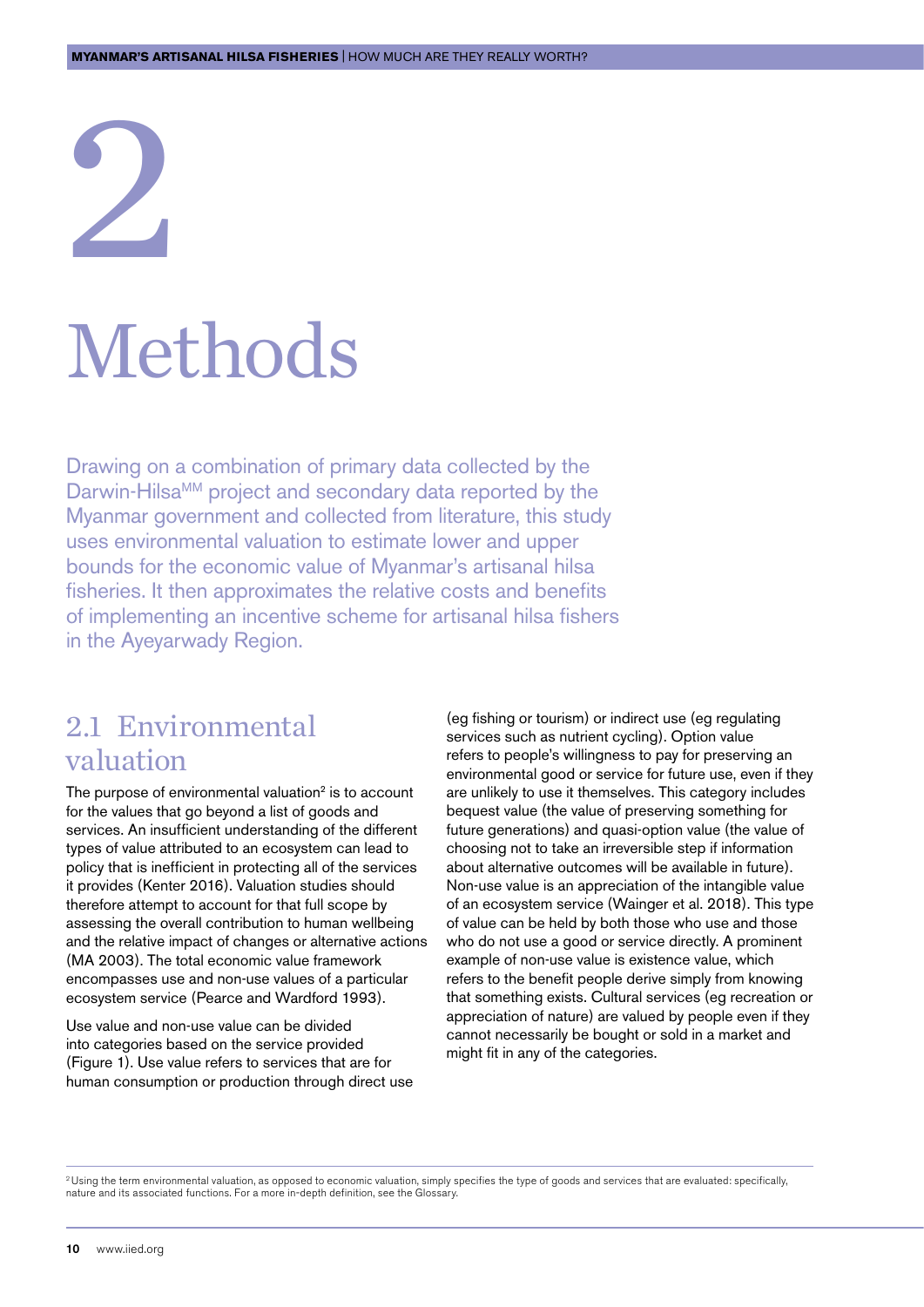# 2

# Methods

Drawing on a combination of primary data collected by the Darwin-Hilsa[MM] project and secondary data reported by the Myanmar government and collected from literature, this study uses environmental valuation to estimate lower and upper bounds for the economic value of Myanmar's artisanal hilsa fisheries. It then approximates the relative costs and benefits of implementing an incentive scheme for artisanal hilsa fishers in the Ayeyarwady Region.

## 2.1 Environmental valuation

The purpose of environmental valuation[2] is to account for the values that go beyond a list of goods and services. An insufficient understanding of the different types of value attributed to an ecosystem can lead to policy that is inefficient in protecting all of the services it provides (Kenter 2016). Valuation studies should therefore attempt to account for that full scope by assessing the overall contribution to human wellbeing and the relative impact of changes or alternative actions (MA 2003). The total economic value framework encompasses use and non-use values of a particular ecosystem service (Pearce and Wardford 1993).

Use value and non-use value can be divided into categories based on the service provided (Figure 1). Use value refers to services that are for human consumption or production through direct use (eg fishing or tourism) or indirect use (eg regulating services such as nutrient cycling). Option value refers to people's willingness to pay for preserving an environmental good or service for future use, even if they are unlikely to use it themselves. This category includes bequest value (the value of preserving something for future generations) and quasi-option value (the value of choosing not to take an irreversible step if information about alternative outcomes will be available in future). Non-use value is an appreciation of the intangible value of an ecosystem service (Wainger et al. 2018). This type of value can be held by both those who use and those who do not use a good or service directly. A prominent example of non-use value is existence value, which refers to the benefit people derive simply from knowing that something exists. Cultural services (eg recreation or appreciation of nature) are valued by people even if they cannot necessarily be bought or sold in a market and might fit in any of the categories.

[2] Using the term environmental valuation, as opposed to economic valuation, simply specifies the type of goods and services that are evaluated: specifically, nature and its associated functions. For a more in-depth definition, see the Glossary.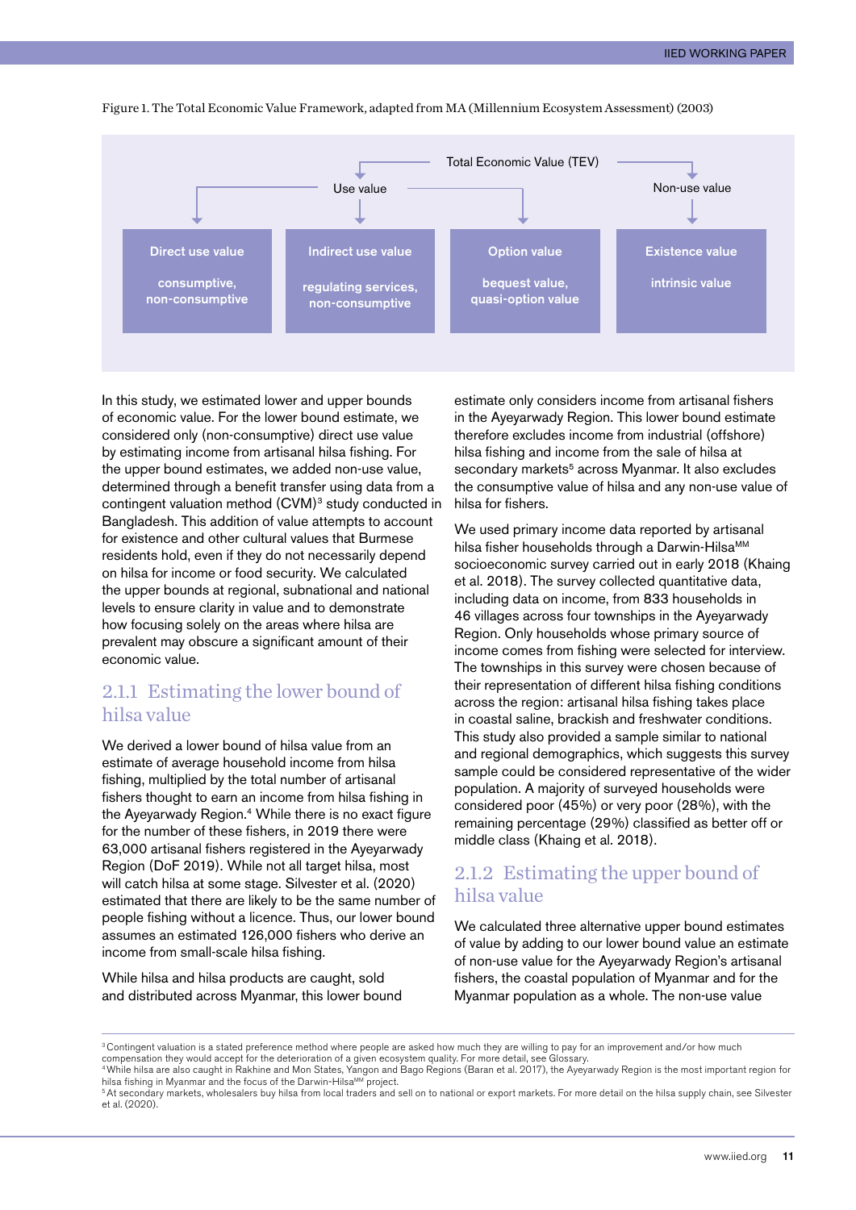Figure 1. The Total Economic Value Framework, adapted from MA (Millennium Ecosystem Assessment) (2003)

Total Economic Value (TEV)

- Use value
  - **Direct use value** — consumptive, non-consumptive
  - **Indirect use value** — regulating services, non-consumptive
  - **Option value** — bequest value, quasi-option value
- Non-use value
  - **Existence value** — intrinsic value

In this study, we estimated lower and upper bounds of economic value. For the lower bound estimate, we considered only (non-consumptive) direct use value by estimating income from artisanal hilsa fishing. For the upper bound estimates, we added non-use value, determined through a benefit transfer using data from a contingent valuation method (CVM)[3] study conducted in Bangladesh. This addition of value attempts to account for existence and other cultural values that Burmese residents hold, even if they do not necessarily depend on hilsa for income or food security. We calculated the upper bounds at regional, subnational and national levels to ensure clarity in value and to demonstrate how focusing solely on the areas where hilsa are prevalent may obscure a significant amount of their economic value.

### 2.1.1 Estimating the lower bound of hilsa value

We derived a lower bound of hilsa value from an estimate of average household income from hilsa fishing, multiplied by the total number of artisanal fishers thought to earn an income from hilsa fishing in the Ayeyarwady Region.[4] While there is no exact figure for the number of these fishers, in 2019 there were 63,000 artisanal fishers registered in the Ayeyarwady Region (DoF 2019). While not all target hilsa, most will catch hilsa at some stage. Silvester et al. (2020) estimated that there are likely to be the same number of people fishing without a licence. Thus, our lower bound assumes an estimated 126,000 fishers who derive an income from small-scale hilsa fishing.

While hilsa and hilsa products are caught, sold and distributed across Myanmar, this lower bound estimate only considers income from artisanal fishers in the Ayeyarwady Region. This lower bound estimate therefore excludes income from industrial (offshore) hilsa fishing and income from the sale of hilsa at secondary markets[5] across Myanmar. It also excludes the consumptive value of hilsa and any non-use value of hilsa for fishers.

We used primary income data reported by artisanal hilsa fisher households through a Darwin-Hilsa[MM] socioeconomic survey carried out in early 2018 (Khaing et al. 2018). The survey collected quantitative data, including data on income, from 833 households in 46 villages across four townships in the Ayeyarwady Region. Only households whose primary source of income comes from fishing were selected for interview. The townships in this survey were chosen because of their representation of different hilsa fishing conditions across the region: artisanal hilsa fishing takes place in coastal saline, brackish and freshwater conditions. This study also provided a sample similar to national and regional demographics, which suggests this survey sample could be considered representative of the wider population. A majority of surveyed households were considered poor (45%) or very poor (28%), with the remaining percentage (29%) classified as better off or middle class (Khaing et al. 2018).

### 2.1.2 Estimating the upper bound of hilsa value

We calculated three alternative upper bound estimates of value by adding to our lower bound value an estimate of non-use value for the Ayeyarwady Region's artisanal fishers, the coastal population of Myanmar and for the Myanmar population as a whole. The non-use value

[3] Contingent valuation is a stated preference method where people are asked how much they are willing to pay for an improvement and/or how much compensation they would accept for the deterioration of a given ecosystem quality. For more detail, see Glossary.

[4] While hilsa are also caught in Rakhine and Mon States, Yangon and Bago Regions (Baran et al. 2017), the Ayeyarwady Region is the most important region for hilsa fishing in Myanmar and the focus of the Darwin-Hilsa[MM] project.

[5] At secondary markets, wholesalers buy hilsa from local traders and sell on to national or export markets. For more detail on the hilsa supply chain, see Silvester et al. (2020).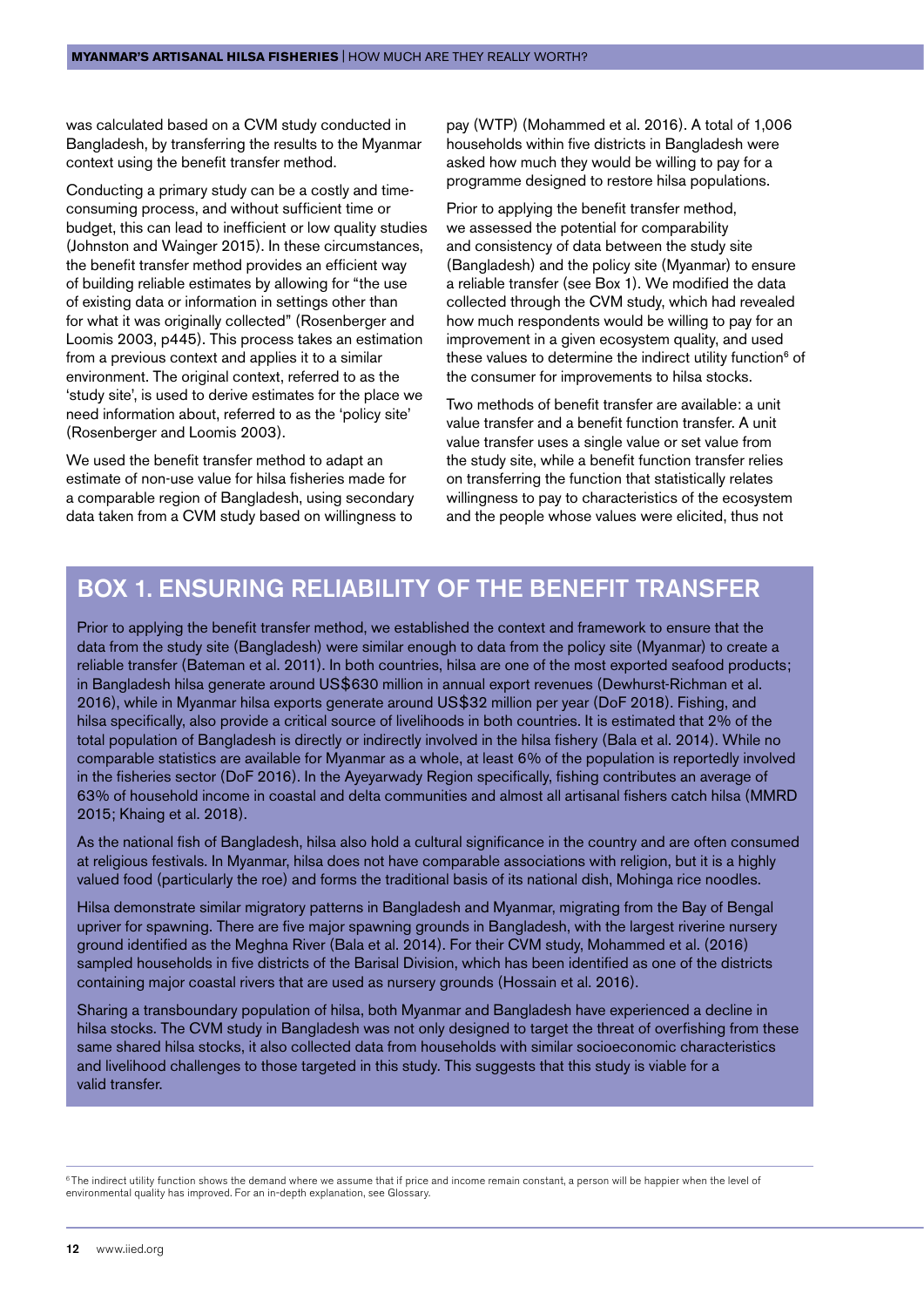was calculated based on a CVM study conducted in Bangladesh, by transferring the results to the Myanmar context using the benefit transfer method.

Conducting a primary study can be a costly and time-consuming process, and without sufficient time or budget, this can lead to inefficient or low quality studies (Johnston and Wainger 2015). In these circumstances, the benefit transfer method provides an efficient way of building reliable estimates by allowing for "the use of existing data or information in settings other than for what it was originally collected" (Rosenberger and Loomis 2003, p445). This process takes an estimation from a previous context and applies it to a similar environment. The original context, referred to as the 'study site', is used to derive estimates for the place we need information about, referred to as the 'policy site' (Rosenberger and Loomis 2003).

We used the benefit transfer method to adapt an estimate of non-use value for hilsa fisheries made for a comparable region of Bangladesh, using secondary data taken from a CVM study based on willingness to pay (WTP) (Mohammed et al. 2016). A total of 1,006 households within five districts in Bangladesh were asked how much they would be willing to pay for a programme designed to restore hilsa populations.

Prior to applying the benefit transfer method, we assessed the potential for comparability and consistency of data between the study site (Bangladesh) and the policy site (Myanmar) to ensure a reliable transfer (see Box 1). We modified the data collected through the CVM study, which had revealed how much respondents would be willing to pay for an improvement in a given ecosystem quality, and used these values to determine the indirect utility function[6] of the consumer for improvements to hilsa stocks.

Two methods of benefit transfer are available: a unit value transfer and a benefit function transfer. A unit value transfer uses a single value or set value from the study site, while a benefit function transfer relies on transferring the function that statistically relates willingness to pay to characteristics of the ecosystem and the people whose values were elicited, thus not

## BOX 1. ENSURING RELIABILITY OF THE BENEFIT TRANSFER

Prior to applying the benefit transfer method, we established the context and framework to ensure that the data from the study site (Bangladesh) were similar enough to data from the policy site (Myanmar) to create a reliable transfer (Bateman et al. 2011). In both countries, hilsa are one of the most exported seafood products; in Bangladesh hilsa generate around US$630 million in annual export revenues (Dewhurst-Richman et al. 2016), while in Myanmar hilsa exports generate around US$32 million per year (DoF 2018). Fishing, and hilsa specifically, also provide a critical source of livelihoods in both countries. It is estimated that 2% of the total population of Bangladesh is directly or indirectly involved in the hilsa fishery (Bala et al. 2014). While no comparable statistics are available for Myanmar as a whole, at least 6% of the population is reportedly involved in the fisheries sector (DoF 2016). In the Ayeyarwady Region specifically, fishing contributes an average of 63% of household income in coastal and delta communities and almost all artisanal fishers catch hilsa (MMRD 2015; Khaing et al. 2018).

As the national fish of Bangladesh, hilsa also hold a cultural significance in the country and are often consumed at religious festivals. In Myanmar, hilsa does not have comparable associations with religion, but it is a highly valued food (particularly the roe) and forms the traditional basis of its national dish, Mohinga rice noodles.

Hilsa demonstrate similar migratory patterns in Bangladesh and Myanmar, migrating from the Bay of Bengal upriver for spawning. There are five major spawning grounds in Bangladesh, with the largest riverine nursery ground identified as the Meghna River (Bala et al. 2014). For their CVM study, Mohammed et al. (2016) sampled households in five districts of the Barisal Division, which has been identified as one of the districts containing major coastal rivers that are used as nursery grounds (Hossain et al. 2016).

Sharing a transboundary population of hilsa, both Myanmar and Bangladesh have experienced a decline in hilsa stocks. The CVM study in Bangladesh was not only designed to target the threat of overfishing from these same shared hilsa stocks, it also collected data from households with similar socioeconomic characteristics and livelihood challenges to those targeted in this study. This suggests that this study is viable for a valid transfer.

[6] The indirect utility function shows the demand where we assume that if price and income remain constant, a person will be happier when the level of environmental quality has improved. For an in-depth explanation, see Glossary.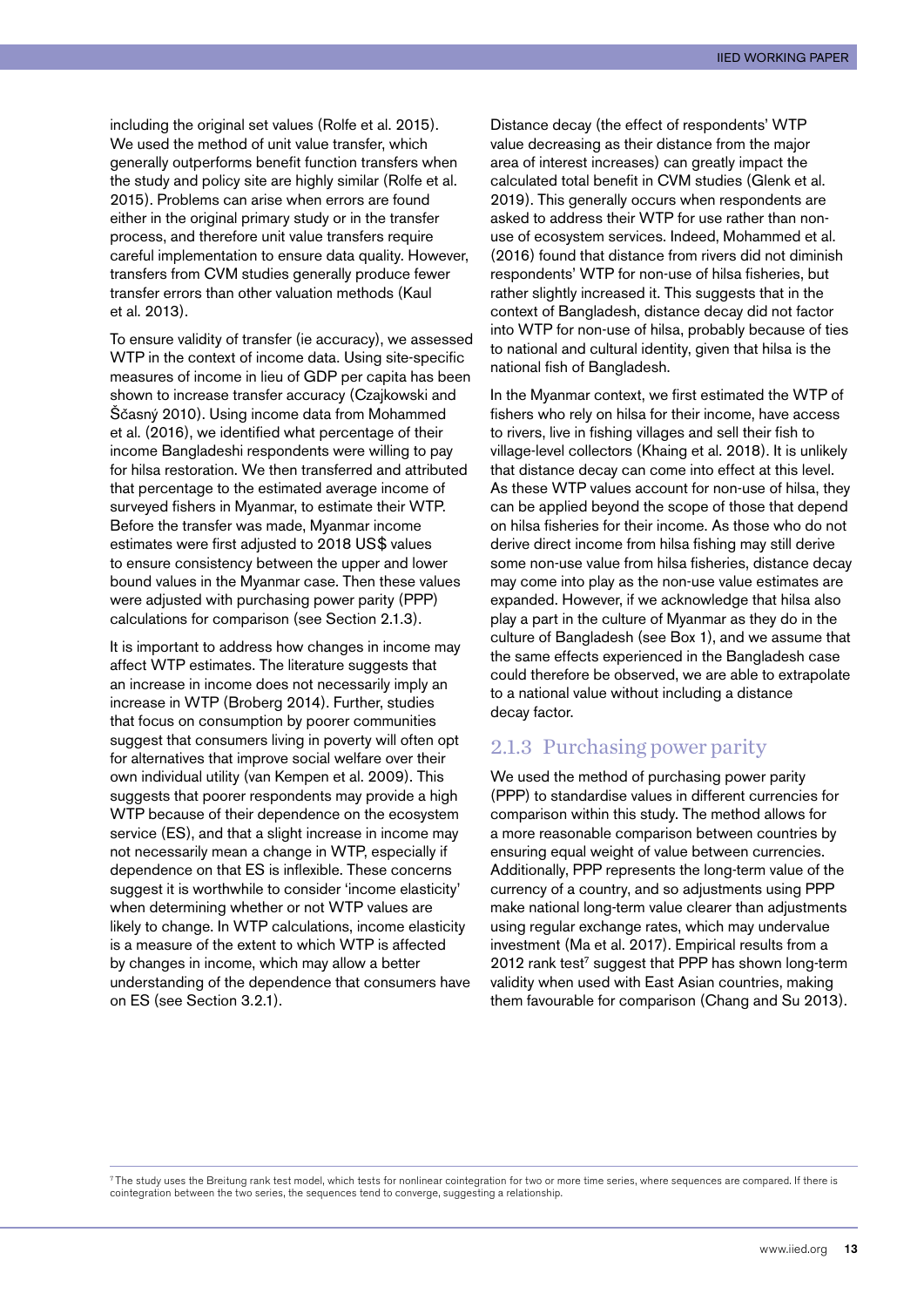including the original set values (Rolfe et al. 2015). We used the method of unit value transfer, which generally outperforms benefit function transfers when the study and policy site are highly similar (Rolfe et al. 2015). Problems can arise when errors are found either in the original primary study or in the transfer process, and therefore unit value transfers require careful implementation to ensure data quality. However, transfers from CVM studies generally produce fewer transfer errors than other valuation methods (Kaul et al. 2013).

To ensure validity of transfer (ie accuracy), we assessed WTP in the context of income data. Using site-specific measures of income in lieu of GDP per capita has been shown to increase transfer accuracy (Czajkowski and Ščasný 2010). Using income data from Mohammed et al. (2016), we identified what percentage of their income Bangladeshi respondents were willing to pay for hilsa restoration. We then transferred and attributed that percentage to the estimated average income of surveyed fishers in Myanmar, to estimate their WTP. Before the transfer was made, Myanmar income estimates were first adjusted to 2018 US$ values to ensure consistency between the upper and lower bound values in the Myanmar case. Then these values were adjusted with purchasing power parity (PPP) calculations for comparison (see Section 2.1.3).

It is important to address how changes in income may affect WTP estimates. The literature suggests that an increase in income does not necessarily imply an increase in WTP (Broberg 2014). Further, studies that focus on consumption by poorer communities suggest that consumers living in poverty will often opt for alternatives that improve social welfare over their own individual utility (van Kempen et al. 2009). This suggests that poorer respondents may provide a high WTP because of their dependence on the ecosystem service (ES), and that a slight increase in income may not necessarily mean a change in WTP, especially if dependence on that ES is inflexible. These concerns suggest it is worthwhile to consider 'income elasticity' when determining whether or not WTP values are likely to change. In WTP calculations, income elasticity is a measure of the extent to which WTP is affected by changes in income, which may allow a better understanding of the dependence that consumers have on ES (see Section 3.2.1).

Distance decay (the effect of respondents' WTP value decreasing as their distance from the major area of interest increases) can greatly impact the calculated total benefit in CVM studies (Glenk et al. 2019). This generally occurs when respondents are asked to address their WTP for use rather than non-use of ecosystem services. Indeed, Mohammed et al. (2016) found that distance from rivers did not diminish respondents' WTP for non-use of hilsa fisheries, but rather slightly increased it. This suggests that in the context of Bangladesh, distance decay did not factor into WTP for non-use of hilsa, probably because of ties to national and cultural identity, given that hilsa is the national fish of Bangladesh.

In the Myanmar context, we first estimated the WTP of fishers who rely on hilsa for their income, have access to rivers, live in fishing villages and sell their fish to village-level collectors (Khaing et al. 2018). It is unlikely that distance decay can come into effect at this level. As these WTP values account for non-use of hilsa, they can be applied beyond the scope of those that depend on hilsa fisheries for their income. As those who do not derive direct income from hilsa fishing may still derive some non-use value from hilsa fisheries, distance decay may come into play as the non-use value estimates are expanded. However, if we acknowledge that hilsa also play a part in the culture of Myanmar as they do in the culture of Bangladesh (see Box 1), and we assume that the same effects experienced in the Bangladesh case could therefore be observed, we are able to extrapolate to a national value without including a distance decay factor.

### 2.1.3 Purchasing power parity

We used the method of purchasing power parity (PPP) to standardise values in different currencies for comparison within this study. The method allows for a more reasonable comparison between countries by ensuring equal weight of value between currencies. Additionally, PPP represents the long-term value of the currency of a country, and so adjustments using PPP make national long-term value clearer than adjustments using regular exchange rates, which may undervalue investment (Ma et al. 2017). Empirical results from a 2012 rank test[7] suggest that PPP has shown long-term validity when used with East Asian countries, making them favourable for comparison (Chang and Su 2013).

[7] The study uses the Breitung rank test model, which tests for nonlinear cointegration for two or more time series, where sequences are compared. If there is cointegration between the two series, the sequences tend to converge, suggesting a relationship.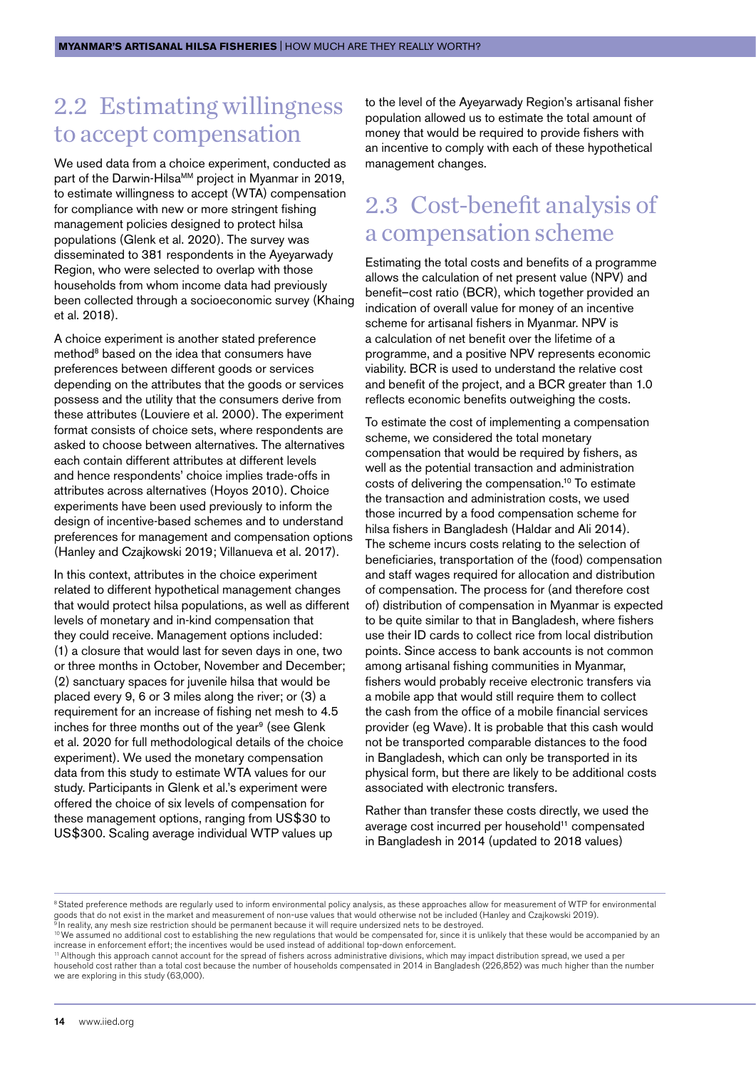## 2.2 Estimating willingness to accept compensation

We used data from a choice experiment, conducted as part of the Darwin-Hilsa[MM] project in Myanmar in 2019, to estimate willingness to accept (WTA) compensation for compliance with new or more stringent fishing management policies designed to protect hilsa populations (Glenk et al. 2020). The survey was disseminated to 381 respondents in the Ayeyarwady Region, who were selected to overlap with those households from whom income data had previously been collected through a socioeconomic survey (Khaing et al. 2018).

A choice experiment is another stated preference method[8] based on the idea that consumers have preferences between different goods or services depending on the attributes that the goods or services possess and the utility that the consumers derive from these attributes (Louviere et al. 2000). The experiment format consists of choice sets, where respondents are asked to choose between alternatives. The alternatives each contain different attributes at different levels and hence respondents' choice implies trade-offs in attributes across alternatives (Hoyos 2010). Choice experiments have been used previously to inform the design of incentive-based schemes and to understand preferences for management and compensation options (Hanley and Czajkowski 2019; Villanueva et al. 2017).

In this context, attributes in the choice experiment related to different hypothetical management changes that would protect hilsa populations, as well as different levels of monetary and in-kind compensation that they could receive. Management options included: (1) a closure that would last for seven days in one, two or three months in October, November and December; (2) sanctuary spaces for juvenile hilsa that would be placed every 9, 6 or 3 miles along the river; or (3) a requirement for an increase of fishing net mesh to 4.5 inches for three months out of the year[9] (see Glenk et al. 2020 for full methodological details of the choice experiment). We used the monetary compensation data from this study to estimate WTA values for our study. Participants in Glenk et al.'s experiment were offered the choice of six levels of compensation for these management options, ranging from US$30 to US$300. Scaling average individual WTP values up to the level of the Ayeyarwady Region's artisanal fisher population allowed us to estimate the total amount of money that would be required to provide fishers with an incentive to comply with each of these hypothetical management changes.

## 2.3 Cost-benefit analysis of a compensation scheme

Estimating the total costs and benefits of a programme allows the calculation of net present value (NPV) and benefit–cost ratio (BCR), which together provided an indication of overall value for money of an incentive scheme for artisanal fishers in Myanmar. NPV is a calculation of net benefit over the lifetime of a programme, and a positive NPV represents economic viability. BCR is used to understand the relative cost and benefit of the project, and a BCR greater than 1.0 reflects economic benefits outweighing the costs.

To estimate the cost of implementing a compensation scheme, we considered the total monetary compensation that would be required by fishers, as well as the potential transaction and administration costs of delivering the compensation.[10] To estimate the transaction and administration costs, we used those incurred by a food compensation scheme for hilsa fishers in Bangladesh (Haldar and Ali 2014). The scheme incurs costs relating to the selection of beneficiaries, transportation of the (food) compensation and staff wages required for allocation and distribution of compensation. The process for (and therefore cost of) distribution of compensation in Myanmar is expected to be quite similar to that in Bangladesh, where fishers use their ID cards to collect rice from local distribution points. Since access to bank accounts is not common among artisanal fishing communities in Myanmar, fishers would probably receive electronic transfers via a mobile app that would still require them to collect the cash from the office of a mobile financial services provider (eg Wave). It is probable that this cash would not be transported comparable distances to the food in Bangladesh, which can only be transported in its physical form, but there are likely to be additional costs associated with electronic transfers.

Rather than transfer these costs directly, we used the average cost incurred per household[11] compensated in Bangladesh in 2014 (updated to 2018 values)

---

[8] Stated preference methods are regularly used to inform environmental policy analysis, as these approaches allow for measurement of WTP for environmental goods that do not exist in the market and measurement of non-use values that would otherwise not be included (Hanley and Czajkowski 2019).

[9] In reality, any mesh size restriction should be permanent because it will require undersized nets to be destroyed.

[10] We assumed no additional cost to establishing the new regulations that would be compensated for, since it is unlikely that these would be accompanied by an increase in enforcement effort; the incentives would be used instead of additional top-down enforcement.

[11] Although this approach cannot account for the spread of fishers across administrative divisions, which may impact distribution spread, we used a per household cost rather than a total cost because the number of households compensated in 2014 in Bangladesh (226,852) was much higher than the number we are exploring in this study (63,000).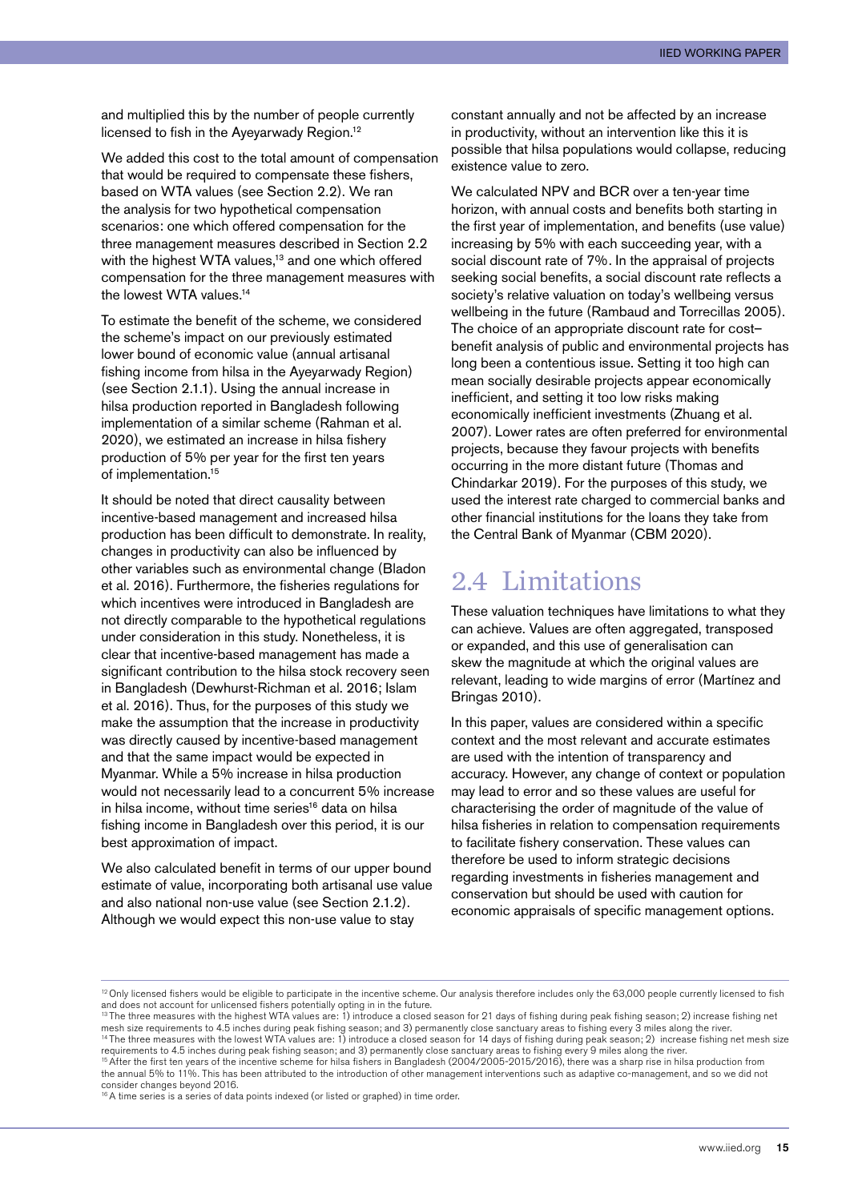and multiplied this by the number of people currently licensed to fish in the Ayeyarwady Region.[12]

We added this cost to the total amount of compensation that would be required to compensate these fishers, based on WTA values (see Section 2.2). We ran the analysis for two hypothetical compensation scenarios: one which offered compensation for the three management measures described in Section 2.2 with the highest WTA values,[13] and one which offered compensation for the three management measures with the lowest WTA values.[14]

To estimate the benefit of the scheme, we considered the scheme's impact on our previously estimated lower bound of economic value (annual artisanal fishing income from hilsa in the Ayeyarwady Region) (see Section 2.1.1). Using the annual increase in hilsa production reported in Bangladesh following implementation of a similar scheme (Rahman et al. 2020), we estimated an increase in hilsa fishery production of 5% per year for the first ten years of implementation.[15]

It should be noted that direct causality between incentive-based management and increased hilsa production has been difficult to demonstrate. In reality, changes in productivity can also be influenced by other variables such as environmental change (Bladon et al. 2016). Furthermore, the fisheries regulations for which incentives were introduced in Bangladesh are not directly comparable to the hypothetical regulations under consideration in this study. Nonetheless, it is clear that incentive-based management has made a significant contribution to the hilsa stock recovery seen in Bangladesh (Dewhurst-Richman et al. 2016; Islam et al. 2016). Thus, for the purposes of this study we make the assumption that the increase in productivity was directly caused by incentive-based management and that the same impact would be expected in Myanmar. While a 5% increase in hilsa production would not necessarily lead to a concurrent 5% increase in hilsa income, without time series[16] data on hilsa fishing income in Bangladesh over this period, it is our best approximation of impact.

We also calculated benefit in terms of our upper bound estimate of value, incorporating both artisanal use value and also national non-use value (see Section 2.1.2). Although we would expect this non-use value to stay constant annually and not be affected by an increase in productivity, without an intervention like this it is possible that hilsa populations would collapse, reducing existence value to zero.

We calculated NPV and BCR over a ten-year time horizon, with annual costs and benefits both starting in the first year of implementation, and benefits (use value) increasing by 5% with each succeeding year, with a social discount rate of 7%. In the appraisal of projects seeking social benefits, a social discount rate reflects a society's relative valuation on today's wellbeing versus wellbeing in the future (Rambaud and Torrecillas 2005). The choice of an appropriate discount rate for cost–benefit analysis of public and environmental projects has long been a contentious issue. Setting it too high can mean socially desirable projects appear economically inefficient, and setting it too low risks making economically inefficient investments (Zhuang et al. 2007). Lower rates are often preferred for environmental projects, because they favour projects with benefits occurring in the more distant future (Thomas and Chindarkar 2019). For the purposes of this study, we used the interest rate charged to commercial banks and other financial institutions for the loans they take from the Central Bank of Myanmar (CBM 2020).

## 2.4 Limitations

These valuation techniques have limitations to what they can achieve. Values are often aggregated, transposed or expanded, and this use of generalisation can skew the magnitude at which the original values are relevant, leading to wide margins of error (Martínez and Bringas 2010).

In this paper, values are considered within a specific context and the most relevant and accurate estimates are used with the intention of transparency and accuracy. However, any change of context or population may lead to error and so these values are useful for characterising the order of magnitude of the value of hilsa fisheries in relation to compensation requirements to facilitate fishery conservation. These values can therefore be used to inform strategic decisions regarding investments in fisheries management and conservation but should be used with caution for economic appraisals of specific management options.

---

[12] Only licensed fishers would be eligible to participate in the incentive scheme. Our analysis therefore includes only the 63,000 people currently licensed to fish and does not account for unlicensed fishers potentially opting in in the future.

[13] The three measures with the highest WTA values are: 1) introduce a closed season for 21 days of fishing during peak fishing season; 2) increase fishing net mesh size requirements to 4.5 inches during peak fishing season; and 3) permanently close sanctuary areas to fishing every 3 miles along the river.

[14] The three measures with the lowest WTA values are: 1) introduce a closed season for 14 days of fishing during peak season; 2) increase fishing net mesh size requirements to 4.5 inches during peak fishing season; and 3) permanently close sanctuary areas to fishing every 9 miles along the river.

[15] After the first ten years of the incentive scheme for hilsa fishers in Bangladesh (2004/2005-2015/2016), there was a sharp rise in hilsa production from the annual 5% to 11%. This has been attributed to the introduction of other management interventions such as adaptive co-management, and so we did not consider changes beyond 2016.

[16] A time series is a series of data points indexed (or listed or graphed) in time order.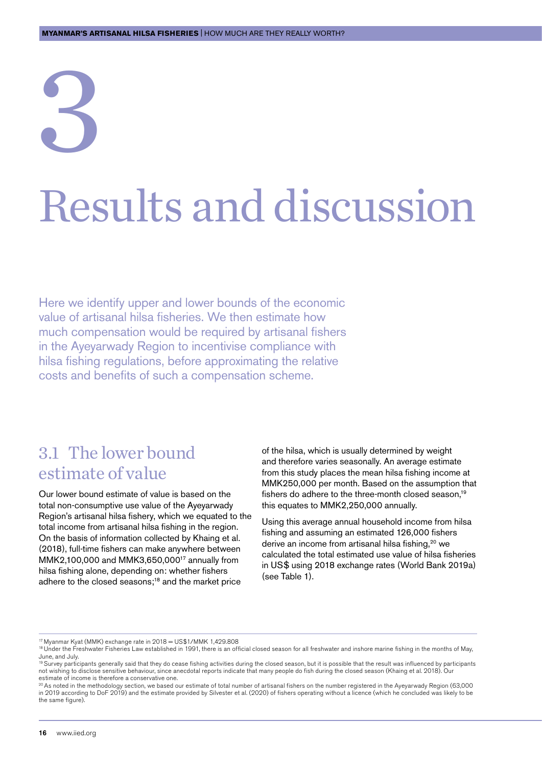# 3

# Results and discussion

Here we identify upper and lower bounds of the economic value of artisanal hilsa fisheries. We then estimate how much compensation would be required by artisanal fishers in the Ayeyarwady Region to incentivise compliance with hilsa fishing regulations, before approximating the relative costs and benefits of such a compensation scheme.

## 3.1 The lower bound estimate of value

Our lower bound estimate of value is based on the total non-consumptive use value of the Ayeyarwady Region's artisanal hilsa fishery, which we equated to the total income from artisanal hilsa fishing in the region. On the basis of information collected by Khaing et al. (2018), full-time fishers can make anywhere between MMK2,100,000 and MMK3,650,000[17] annually from hilsa fishing alone, depending on: whether fishers adhere to the closed seasons;[18] and the market price of the hilsa, which is usually determined by weight and therefore varies seasonally. An average estimate from this study places the mean hilsa fishing income at MMK250,000 per month. Based on the assumption that fishers do adhere to the three-month closed season,[19] this equates to MMK2,250,000 annually.

Using this average annual household income from hilsa fishing and assuming an estimated 126,000 fishers derive an income from artisanal hilsa fishing,[20] we calculated the total estimated use value of hilsa fisheries in US$ using 2018 exchange rates (World Bank 2019a) (see Table 1).

[17] Myanmar Kyat (MMK) exchange rate in 2018 = US$1/MMK 1,429.808

[18] Under the Freshwater Fisheries Law established in 1991, there is an official closed season for all freshwater and inshore marine fishing in the months of May, June, and July.

[19] Survey participants generally said that they do cease fishing activities during the closed season, but it is possible that the result was influenced by participants not wishing to disclose sensitive behaviour, since anecdotal reports indicate that many people do fish during the closed season (Khaing et al. 2018). Our estimate of income is therefore a conservative one.

[20] As noted in the methodology section, we based our estimate of total number of artisanal fishers on the number registered in the Ayeyarwady Region (63,000 in 2019 according to DoF 2019) and the estimate provided by Silvester et al. (2020) of fishers operating without a licence (which he concluded was likely to be the same figure).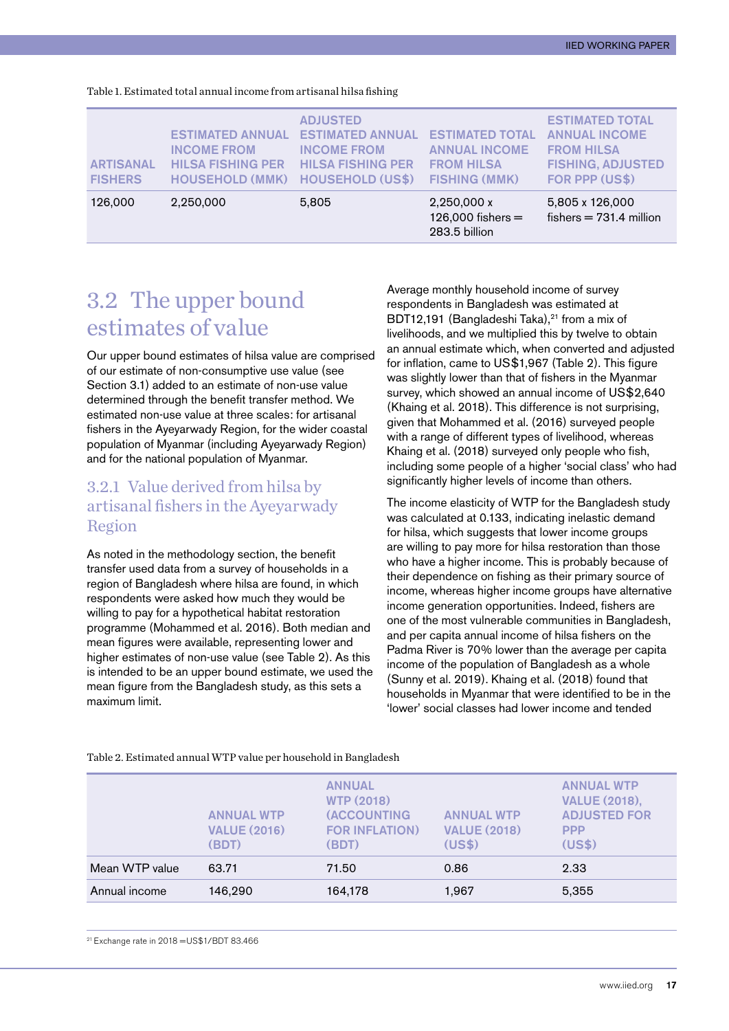Table 1. Estimated total annual income from artisanal hilsa fishing

| ARTISANAL FISHERS | ESTIMATED ANNUAL INCOME FROM HILSA FISHING PER HOUSEHOLD (MMK) | ADJUSTED ESTIMATED ANNUAL INCOME FROM HILSA FISHING PER HOUSEHOLD (US$) | ESTIMATED TOTAL ANNUAL INCOME FROM HILSA FISHING (MMK) | ESTIMATED TOTAL ANNUAL INCOME FROM HILSA FISHING, ADJUSTED FOR PPP (US$) |
|---|---|---|---|---|
| 126,000 | 2,250,000 | 5,805 | 2,250,000 x 126,000 fishers = 283.5 billion | 5,805 x 126,000 fishers = 731.4 million |

## 3.2 The upper bound estimates of value

Our upper bound estimates of hilsa value are comprised of our estimate of non-consumptive use value (see Section 3.1) added to an estimate of non-use value determined through the benefit transfer method. We estimated non-use value at three scales: for artisanal fishers in the Ayeyarwady Region, for the wider coastal population of Myanmar (including Ayeyarwady Region) and for the national population of Myanmar.

### 3.2.1 Value derived from hilsa by artisanal fishers in the Ayeyarwady Region

As noted in the methodology section, the benefit transfer used data from a survey of households in a region of Bangladesh where hilsa are found, in which respondents were asked how much they would be willing to pay for a hypothetical habitat restoration programme (Mohammed et al. 2016). Both median and mean figures were available, representing lower and higher estimates of non-use value (see Table 2). As this is intended to be an upper bound estimate, we used the mean figure from the Bangladesh study, as this sets a maximum limit.

Average monthly household income of survey respondents in Bangladesh was estimated at BDT12,191 (Bangladeshi Taka),[21] from a mix of livelihoods, and we multiplied this by twelve to obtain an annual estimate which, when converted and adjusted for inflation, came to US$1,967 (Table 2). This figure was slightly lower than that of fishers in the Myanmar survey, which showed an annual income of US$2,640 (Khaing et al. 2018). This difference is not surprising, given that Mohammed et al. (2016) surveyed people with a range of different types of livelihood, whereas Khaing et al. (2018) surveyed only people who fish, including some people of a higher 'social class' who had significantly higher levels of income than others.

The income elasticity of WTP for the Bangladesh study was calculated at 0.133, indicating inelastic demand for hilsa, which suggests that lower income groups are willing to pay more for hilsa restoration than those who have a higher income. This is probably because of their dependence on fishing as their primary source of income, whereas higher income groups have alternative income generation opportunities. Indeed, fishers are one of the most vulnerable communities in Bangladesh, and per capita annual income of hilsa fishers on the Padma River is 70% lower than the average per capita income of the population of Bangladesh as a whole (Sunny et al. 2019). Khaing et al. (2018) found that households in Myanmar that were identified to be in the 'lower' social classes had lower income and tended

Table 2. Estimated annual WTP value per household in Bangladesh

| | ANNUAL WTP VALUE (2016) (BDT) | ANNUAL WTP (2018) (ACCOUNTING FOR INFLATION) (BDT) | ANNUAL WTP VALUE (2018) (US$) | ANNUAL WTP VALUE (2018), ADJUSTED FOR PPP (US$) |
|---|---|---|---|---|
| Mean WTP value | 63.71 | 71.50 | 0.86 | 2.33 |
| Annual income | 146,290 | 164,178 | 1,967 | 5,355 |

[21] Exchange rate in 2018 =US$1/BDT 83.466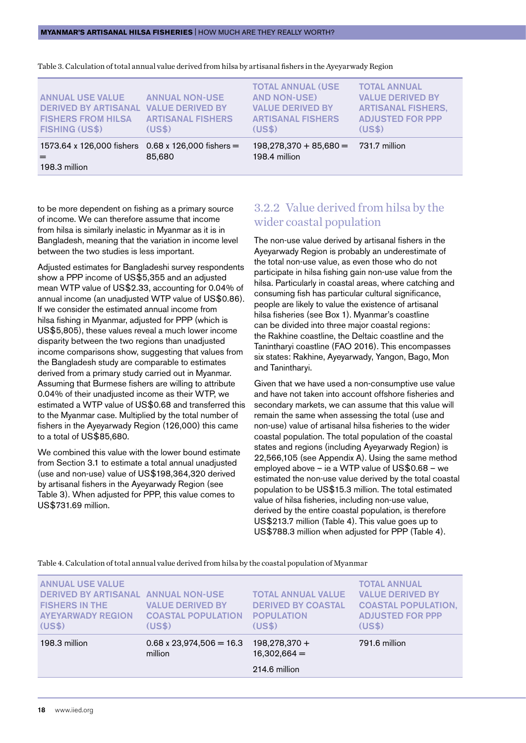Table 3. Calculation of total annual value derived from hilsa by artisanal fishers in the Ayeyarwady Region

| ANNUAL USE VALUE DERIVED BY ARTISANAL FISHERS FROM HILSA FISHING (US$) | ANNUAL NON-USE VALUE DERIVED BY ARTISANAL FISHERS (US$) | TOTAL ANNUAL (USE AND NON-USE) VALUE DERIVED BY ARTISANAL FISHERS (US$) | TOTAL ANNUAL VALUE DERIVED BY ARTISANAL FISHERS, ADJUSTED FOR PPP (US$) |
|---|---|---|---|
| 1573.64 x 126,000 fishers = 198.3 million | 0.68 x 126,000 fishers = 85,680 | 198,278,370 + 85,680 = 198.4 million | 731.7 million |

to be more dependent on fishing as a primary source of income. We can therefore assume that income from hilsa is similarly inelastic in Myanmar as it is in Bangladesh, meaning that the variation in income level between the two studies is less important.

Adjusted estimates for Bangladeshi survey respondents show a PPP income of US$5,355 and an adjusted mean WTP value of US$2.33, accounting for 0.04% of annual income (an unadjusted WTP value of US$0.86). If we consider the estimated annual income from hilsa fishing in Myanmar, adjusted for PPP (which is US$5,805), these values reveal a much lower income disparity between the two regions than unadjusted income comparisons show, suggesting that values from the Bangladesh study are comparable to estimates derived from a primary study carried out in Myanmar. Assuming that Burmese fishers are willing to attribute 0.04% of their unadjusted income as their WTP, we estimated a WTP value of US$0.68 and transferred this to the Myanmar case. Multiplied by the total number of fishers in the Ayeyarwady Region (126,000) this came to a total of US$85,680.

We combined this value with the lower bound estimate from Section 3.1 to estimate a total annual unadjusted (use and non-use) value of US$198,364,320 derived by artisanal fishers in the Ayeyarwady Region (see Table 3). When adjusted for PPP, this value comes to US$731.69 million.

### 3.2.2 Value derived from hilsa by the wider coastal population

The non-use value derived by artisanal fishers in the Ayeyarwady Region is probably an underestimate of the total non-use value, as even those who do not participate in hilsa fishing gain non-use value from the hilsa. Particularly in coastal areas, where catching and consuming fish has particular cultural significance, people are likely to value the existence of artisanal hilsa fisheries (see Box 1). Myanmar's coastline can be divided into three major coastal regions: the Rakhine coastline, the Deltaic coastline and the Tanintharyi coastline (FAO 2016). This encompasses six states: Rakhine, Ayeyarwady, Yangon, Bago, Mon and Tanintharyi.

Given that we have used a non-consumptive use value and have not taken into account offshore fisheries and secondary markets, we can assume that this value will remain the same when assessing the total (use and non-use) value of artisanal hilsa fisheries to the wider coastal population. The total population of the coastal states and regions (including Ayeyarwady Region) is 22,566,105 (see Appendix A). Using the same method employed above – ie a WTP value of US$0.68 – we estimated the non-use value derived by the total coastal population to be US$15.3 million. The total estimated value of hilsa fisheries, including non-use value, derived by the entire coastal population, is therefore US$213.7 million (Table 4). This value goes up to US$788.3 million when adjusted for PPP (Table 4).

Table 4. Calculation of total annual value derived from hilsa by the coastal population of Myanmar

| ANNUAL USE VALUE DERIVED BY ARTISANAL FISHERS IN THE AYEYARWADY REGION (US$) | ANNUAL NON-USE VALUE DERIVED BY COASTAL POPULATION (US$) | TOTAL ANNUAL VALUE DERIVED BY COASTAL POPULATION (US$) | TOTAL ANNUAL VALUE DERIVED BY COASTAL POPULATION, ADJUSTED FOR PPP (US$) |
|---|---|---|---|
| 198.3 million | 0.68 x 23,974,506 = 16.3 million | 198,278,370 + 16,302,664 = 214.6 million | 791.6 million |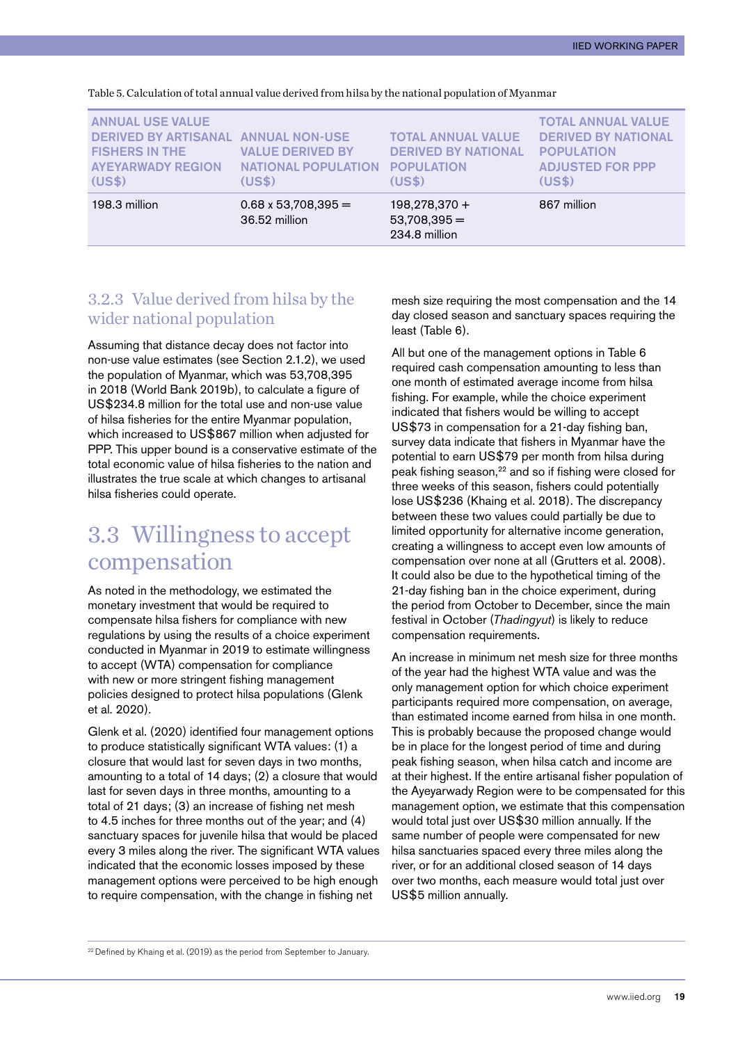Table 5. Calculation of total annual value derived from hilsa by the national population of Myanmar

| ANNUAL USE VALUE DERIVED BY ARTISANAL FISHERS IN THE AYEYARWADY REGION (US$) | ANNUAL NON-USE VALUE DERIVED BY NATIONAL POPULATION (US$) | TOTAL ANNUAL VALUE DERIVED BY NATIONAL POPULATION (US$) | TOTAL ANNUAL VALUE DERIVED BY NATIONAL POPULATION ADJUSTED FOR PPP (US$) |
|---|---|---|---|
| 198.3 million | 0.68 x 53,708,395 = 36.52 million | 198,278,370 + 53,708,395 = 234.8 million | 867 million |

### 3.2.3 Value derived from hilsa by the wider national population

Assuming that distance decay does not factor into non-use value estimates (see Section 2.1.2), we used the population of Myanmar, which was 53,708,395 in 2018 (World Bank 2019b), to calculate a figure of US$234.8 million for the total use and non-use value of hilsa fisheries for the entire Myanmar population, which increased to US$867 million when adjusted for PPP. This upper bound is a conservative estimate of the total economic value of hilsa fisheries to the nation and illustrates the true scale at which changes to artisanal hilsa fisheries could operate.

## 3.3 Willingness to accept compensation

As noted in the methodology, we estimated the monetary investment that would be required to compensate hilsa fishers for compliance with new regulations by using the results of a choice experiment conducted in Myanmar in 2019 to estimate willingness to accept (WTA) compensation for compliance with new or more stringent fishing management policies designed to protect hilsa populations (Glenk et al. 2020).

Glenk et al. (2020) identified four management options to produce statistically significant WTA values: (1) a closure that would last for seven days in two months, amounting to a total of 14 days; (2) a closure that would last for seven days in three months, amounting to a total of 21 days; (3) an increase of fishing net mesh to 4.5 inches for three months out of the year; and (4) sanctuary spaces for juvenile hilsa that would be placed every 3 miles along the river. The significant WTA values indicated that the economic losses imposed by these management options were perceived to be high enough to require compensation, with the change in fishing net mesh size requiring the most compensation and the 14 day closed season and sanctuary spaces requiring the least (Table 6).

All but one of the management options in Table 6 required cash compensation amounting to less than one month of estimated average income from hilsa fishing. For example, while the choice experiment indicated that fishers would be willing to accept US$73 in compensation for a 21-day fishing ban, survey data indicate that fishers in Myanmar have the potential to earn US$79 per month from hilsa during peak fishing season,[22] and so if fishing were closed for three weeks of this season, fishers could potentially lose US$236 (Khaing et al. 2018). The discrepancy between these two values could partially be due to limited opportunity for alternative income generation, creating a willingness to accept even low amounts of compensation over none at all (Grutters et al. 2008). It could also be due to the hypothetical timing of the 21-day fishing ban in the choice experiment, during the period from October to December, since the main festival in October (*Thadingyut*) is likely to reduce compensation requirements.

An increase in minimum net mesh size for three months of the year had the highest WTA value and was the only management option for which choice experiment participants required more compensation, on average, than estimated income earned from hilsa in one month. This is probably because the proposed change would be in place for the longest period of time and during peak fishing season, when hilsa catch and income are at their highest. If the entire artisanal fisher population of the Ayeyarwady Region were to be compensated for this management option, we estimate that this compensation would total just over US$30 million annually. If the same number of people were compensated for new hilsa sanctuaries spaced every three miles along the river, or for an additional closed season of 14 days over two months, each measure would total just over US$5 million annually.

[22] Defined by Khaing et al. (2019) as the period from September to January.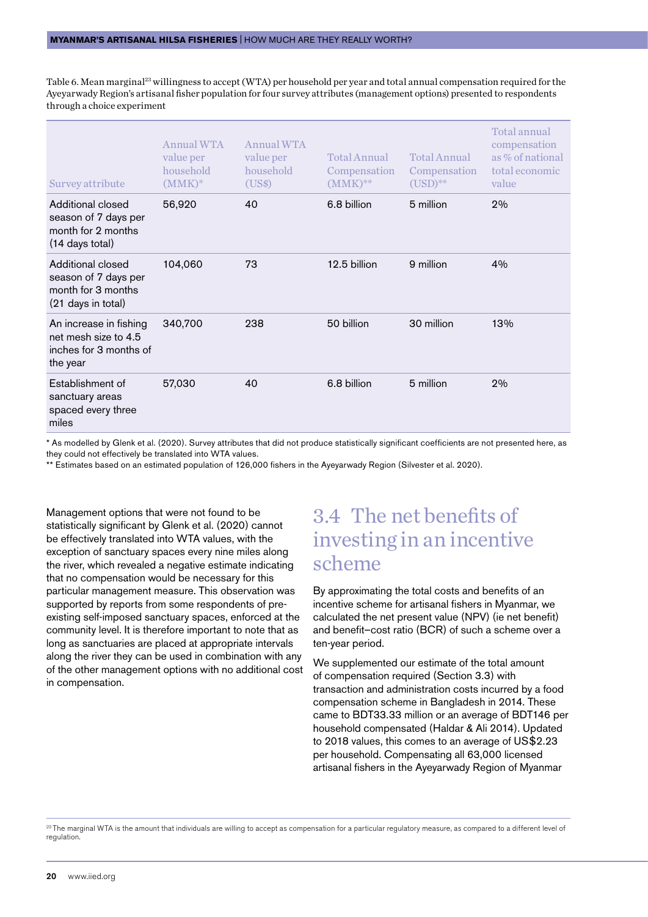Table 6. Mean marginal[23] willingness to accept (WTA) per household per year and total annual compensation required for the Ayeyarwady Region's artisanal fisher population for four survey attributes (management options) presented to respondents through a choice experiment

| Survey attribute | Annual WTA value per household (MMK)* | Annual WTA value per household (US$) | Total Annual Compensation (MMK)** | Total Annual Compensation (USD)** | Total annual compensation as % of national total economic value |
|---|---|---|---|---|---|
| Additional closed season of 7 days per month for 2 months (14 days total) | 56,920 | 40 | 6.8 billion | 5 million | 2% |
| Additional closed season of 7 days per month for 3 months (21 days in total) | 104,060 | 73 | 12.5 billion | 9 million | 4% |
| An increase in fishing net mesh size to 4.5 inches for 3 months of the year | 340,700 | 238 | 50 billion | 30 million | 13% |
| Establishment of sanctuary areas spaced every three miles | 57,030 | 40 | 6.8 billion | 5 million | 2% |

* As modelled by Glenk et al. (2020). Survey attributes that did not produce statistically significant coefficients are not presented here, as they could not effectively be translated into WTA values.
** Estimates based on an estimated population of 126,000 fishers in the Ayeyarwady Region (Silvester et al. 2020).

Management options that were not found to be statistically significant by Glenk et al. (2020) cannot be effectively translated into WTA values, with the exception of sanctuary spaces every nine miles along the river, which revealed a negative estimate indicating that no compensation would be necessary for this particular management measure. This observation was supported by reports from some respondents of pre-existing self-imposed sanctuary spaces, enforced at the community level. It is therefore important to note that as long as sanctuaries are placed at appropriate intervals along the river they can be used in combination with any of the other management options with no additional cost in compensation.

## 3.4 The net benefits of investing in an incentive scheme

By approximating the total costs and benefits of an incentive scheme for artisanal fishers in Myanmar, we calculated the net present value (NPV) (ie net benefit) and benefit–cost ratio (BCR) of such a scheme over a ten-year period.

We supplemented our estimate of the total amount of compensation required (Section 3.3) with transaction and administration costs incurred by a food compensation scheme in Bangladesh in 2014. These came to BDT33.33 million or an average of BDT146 per household compensated (Haldar & Ali 2014). Updated to 2018 values, this comes to an average of US$2.23 per household. Compensating all 63,000 licensed artisanal fishers in the Ayeyarwady Region of Myanmar

[23] The marginal WTA is the amount that individuals are willing to accept as compensation for a particular regulatory measure, as compared to a different level of regulation.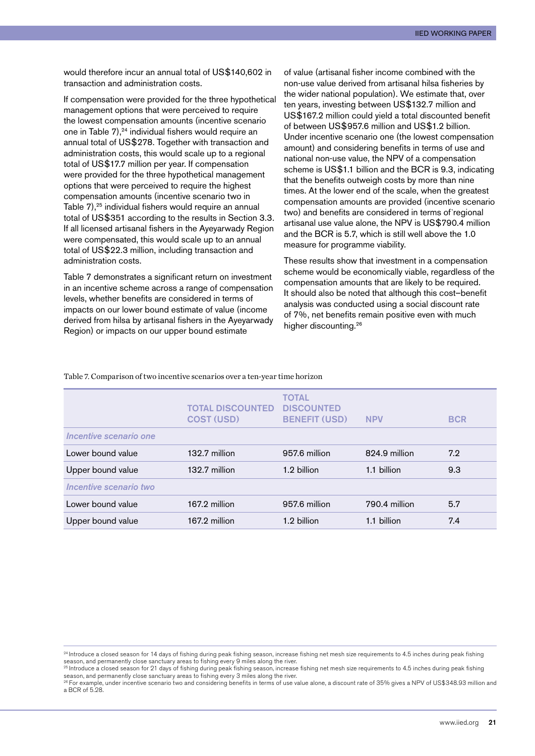would therefore incur an annual total of US$140,602 in transaction and administration costs.

If compensation were provided for the three hypothetical management options that were perceived to require the lowest compensation amounts (incentive scenario one in Table 7),[24] individual fishers would require an annual total of US$278. Together with transaction and administration costs, this would scale up to a regional total of US$17.7 million per year. If compensation were provided for the three hypothetical management options that were perceived to require the highest compensation amounts (incentive scenario two in Table 7),[25] individual fishers would require an annual total of US$351 according to the results in Section 3.3. If all licensed artisanal fishers in the Ayeyarwady Region were compensated, this would scale up to an annual total of US$22.3 million, including transaction and administration costs.

Table 7 demonstrates a significant return on investment in an incentive scheme across a range of compensation levels, whether benefits are considered in terms of impacts on our lower bound estimate of value (income derived from hilsa by artisanal fishers in the Ayeyarwady Region) or impacts on our upper bound estimate of value (artisanal fisher income combined with the non-use value derived from artisanal hilsa fisheries by the wider national population). We estimate that, over ten years, investing between US$132.7 million and US$167.2 million could yield a total discounted benefit of between US$957.6 million and US$1.2 billion. Under incentive scenario one (the lowest compensation amount) and considering benefits in terms of use and national non-use value, the NPV of a compensation scheme is US$1.1 billion and the BCR is 9.3, indicating that the benefits outweigh costs by more than nine times. At the lower end of the scale, when the greatest compensation amounts are provided (incentive scenario two) and benefits are considered in terms of`regional artisanal use value alone, the NPV is US$790.4 million and the BCR is 5.7, which is still well above the 1.0 measure for programme viability.

These results show that investment in a compensation scheme would be economically viable, regardless of the compensation amounts that are likely to be required. It should also be noted that although this cost–benefit analysis was conducted using a social discount rate of 7%, net benefits remain positive even with much higher discounting.[26]

Table 7. Comparison of two incentive scenarios over a ten-year time horizon

| | TOTAL DISCOUNTED COST (USD) | TOTAL DISCOUNTED BENEFIT (USD) | NPV | BCR |
|---|---|---|---|---|
| *Incentive scenario one* | | | | |
| Lower bound value | 132.7 million | 957.6 million | 824.9 million | 7.2 |
| Upper bound value | 132.7 million | 1.2 billion | 1.1 billion | 9.3 |
| *Incentive scenario two* | | | | |
| Lower bound value | 167.2 million | 957.6 million | 790.4 million | 5.7 |
| Upper bound value | 167.2 million | 1.2 billion | 1.1 billion | 7.4 |

[24] Introduce a closed season for 14 days of fishing during peak fishing season, increase fishing net mesh size requirements to 4.5 inches during peak fishing season, and permanently close sanctuary areas to fishing every 9 miles along the river.

[25] Introduce a closed season for 21 days of fishing during peak fishing season, increase fishing net mesh size requirements to 4.5 inches during peak fishing season, and permanently close sanctuary areas to fishing every 3 miles along the river.

[26] For example, under incentive scenario two and considering benefits in terms of use value alone, a discount rate of 35% gives a NPV of US$348.93 million and a BCR of 5.28.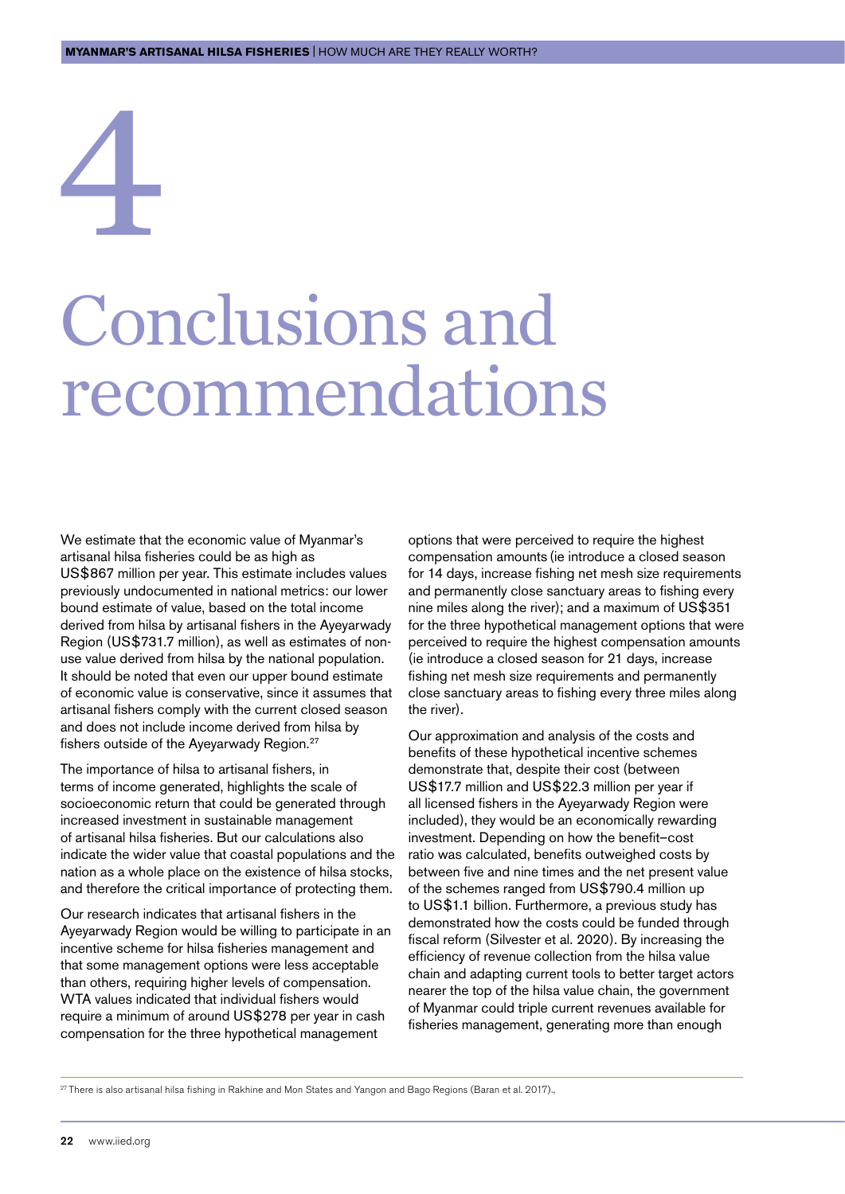# 4 Conclusions and recommendations

We estimate that the economic value of Myanmar's artisanal hilsa fisheries could be as high as US$867 million per year. This estimate includes values previously undocumented in national metrics: our lower bound estimate of value, based on the total income derived from hilsa by artisanal fishers in the Ayeyarwady Region (US$731.7 million), as well as estimates of non-use value derived from hilsa by the national population. It should be noted that even our upper bound estimate of economic value is conservative, since it assumes that artisanal fishers comply with the current closed season and does not include income derived from hilsa by fishers outside of the Ayeyarwady Region.[27]

The importance of hilsa to artisanal fishers, in terms of income generated, highlights the scale of socioeconomic return that could be generated through increased investment in sustainable management of artisanal hilsa fisheries. But our calculations also indicate the wider value that coastal populations and the nation as a whole place on the existence of hilsa stocks, and therefore the critical importance of protecting them.

Our research indicates that artisanal fishers in the Ayeyarwady Region would be willing to participate in an incentive scheme for hilsa fisheries management and that some management options were less acceptable than others, requiring higher levels of compensation. WTA values indicated that individual fishers would require a minimum of around US$278 per year in cash compensation for the three hypothetical management options that were perceived to require the highest compensation amounts (ie introduce a closed season for 14 days, increase fishing net mesh size requirements and permanently close sanctuary areas to fishing every nine miles along the river); and a maximum of US$351 for the three hypothetical management options that were perceived to require the highest compensation amounts (ie introduce a closed season for 21 days, increase fishing net mesh size requirements and permanently close sanctuary areas to fishing every three miles along the river).

Our approximation and analysis of the costs and benefits of these hypothetical incentive schemes demonstrate that, despite their cost (between US$17.7 million and US$22.3 million per year if all licensed fishers in the Ayeyarwady Region were included), they would be an economically rewarding investment. Depending on how the benefit–cost ratio was calculated, benefits outweighed costs by between five and nine times and the net present value of the schemes ranged from US$790.4 million up to US$1.1 billion. Furthermore, a previous study has demonstrated how the costs could be funded through fiscal reform (Silvester et al. 2020). By increasing the efficiency of revenue collection from the hilsa value chain and adapting current tools to better target actors nearer the top of the hilsa value chain, the government of Myanmar could triple current revenues available for fisheries management, generating more than enough

[27] There is also artisanal hilsa fishing in Rakhine and Mon States and Yangon and Bago Regions (Baran et al. 2017).,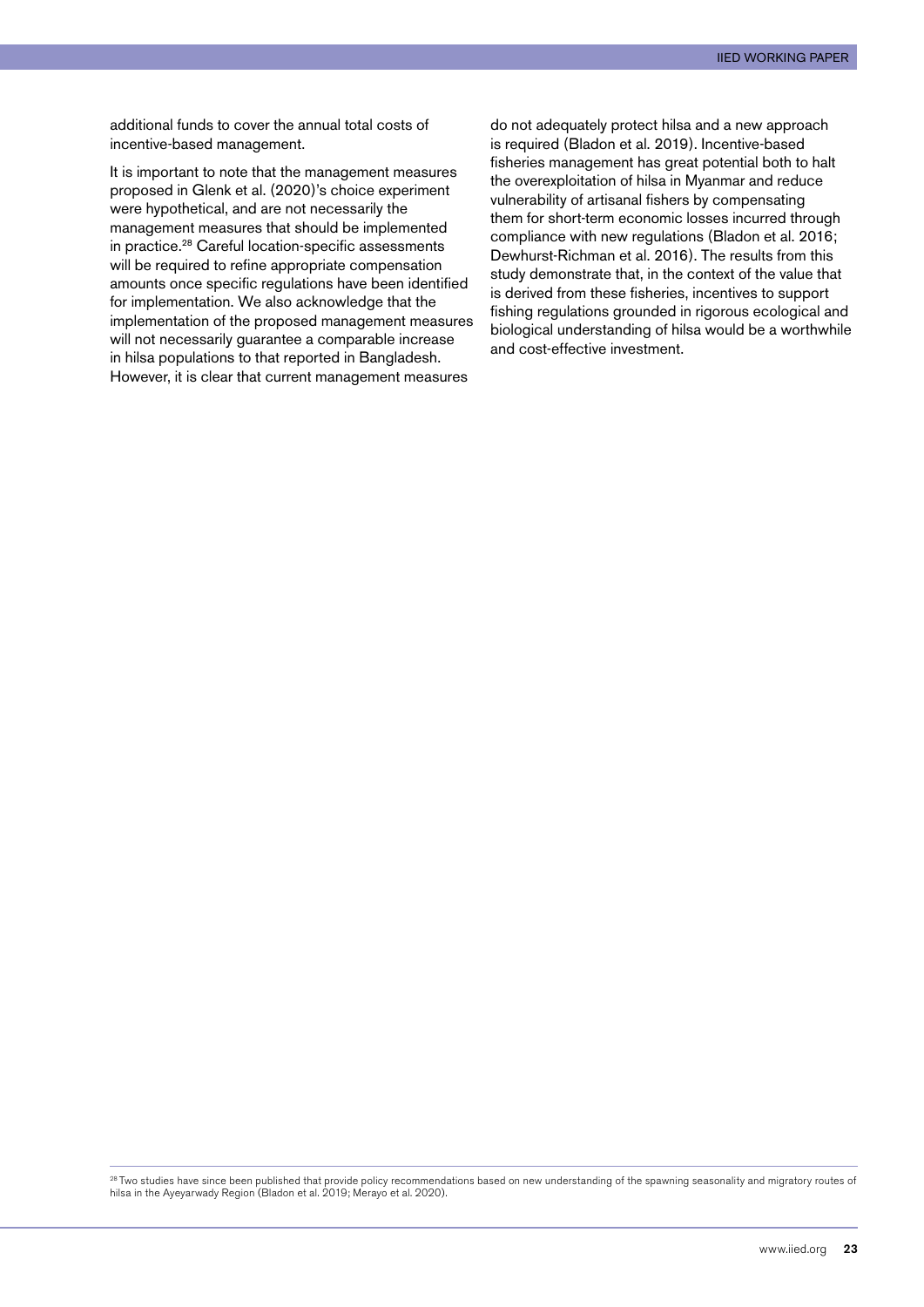additional funds to cover the annual total costs of incentive-based management.

It is important to note that the management measures proposed in Glenk et al. (2020)'s choice experiment were hypothetical, and are not necessarily the management measures that should be implemented in practice.[28] Careful location-specific assessments will be required to refine appropriate compensation amounts once specific regulations have been identified for implementation. We also acknowledge that the implementation of the proposed management measures will not necessarily guarantee a comparable increase in hilsa populations to that reported in Bangladesh. However, it is clear that current management measures do not adequately protect hilsa and a new approach is required (Bladon et al. 2019). Incentive-based fisheries management has great potential both to halt the overexploitation of hilsa in Myanmar and reduce vulnerability of artisanal fishers by compensating them for short-term economic losses incurred through compliance with new regulations (Bladon et al. 2016; Dewhurst-Richman et al. 2016). The results from this study demonstrate that, in the context of the value that is derived from these fisheries, incentives to support fishing regulations grounded in rigorous ecological and biological understanding of hilsa would be a worthwhile and cost-effective investment.

[28] Two studies have since been published that provide policy recommendations based on new understanding of the spawning seasonality and migratory routes of hilsa in the Ayeyarwady Region (Bladon et al. 2019; Merayo et al. 2020).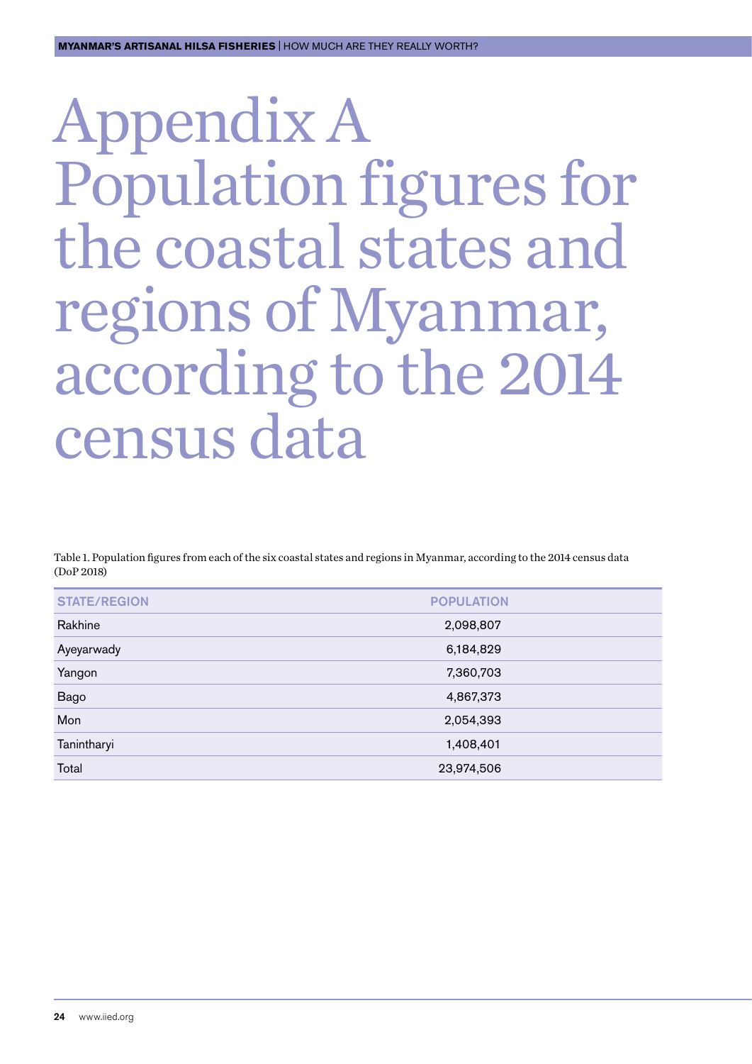# Appendix A Population figures for the coastal states and regions of Myanmar, according to the 2014 census data

Table 1. Population figures from each of the six coastal states and regions in Myanmar, according to the 2014 census data (DoP 2018)

| STATE/REGION | POPULATION |
|---|---|
| Rakhine | 2,098,807 |
| Ayeyarwady | 6,184,829 |
| Yangon | 7,360,703 |
| Bago | 4,867,373 |
| Mon | 2,054,393 |
| Tanintharyi | 1,408,401 |
| Total | 23,974,506 |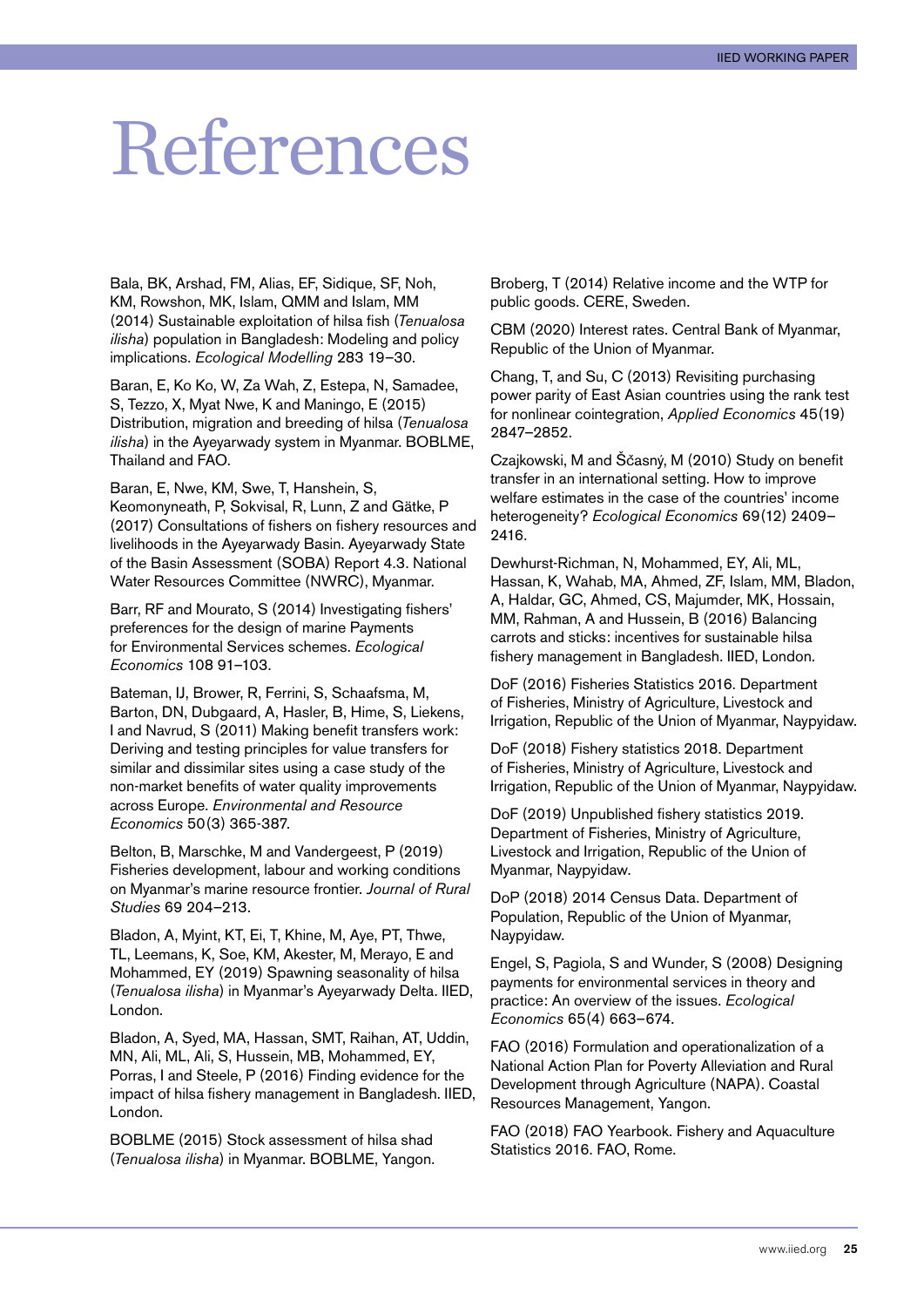# References

Bala, BK, Arshad, FM, Alias, EF, Sidique, SF, Noh, KM, Rowshon, MK, Islam, QMM and Islam, MM (2014) Sustainable exploitation of hilsa fish (*Tenualosa ilisha*) population in Bangladesh: Modeling and policy implications. *Ecological Modelling* 283 19–30.

Baran, E, Ko Ko, W, Za Wah, Z, Estepa, N, Samadee, S, Tezzo, X, Myat Nwe, K and Maningo, E (2015) Distribution, migration and breeding of hilsa (*Tenualosa ilisha*) in the Ayeyarwady system in Myanmar. BOBLME, Thailand and FAO.

Baran, E, Nwe, KM, Swe, T, Hanshein, S, Keomonyneath, P, Sokvisal, R, Lunn, Z and Gätke, P (2017) Consultations of fishers on fishery resources and livelihoods in the Ayeyarwady Basin. Ayeyarwady State of the Basin Assessment (SOBA) Report 4.3. National Water Resources Committee (NWRC), Myanmar.

Barr, RF and Mourato, S (2014) Investigating fishers' preferences for the design of marine Payments for Environmental Services schemes. *Ecological Economics* 108 91–103.

Bateman, IJ, Brower, R, Ferrini, S, Schaafsma, M, Barton, DN, Dubgaard, A, Hasler, B, Hime, S, Liekens, I and Navrud, S (2011) Making benefit transfers work: Deriving and testing principles for value transfers for similar and dissimilar sites using a case study of the non-market benefits of water quality improvements across Europe. *Environmental and Resource Economics* 50(3) 365-387.

Belton, B, Marschke, M and Vandergeest, P (2019) Fisheries development, labour and working conditions on Myanmar's marine resource frontier. *Journal of Rural Studies* 69 204–213.

Bladon, A, Myint, KT, Ei, T, Khine, M, Aye, PT, Thwe, TL, Leemans, K, Soe, KM, Akester, M, Merayo, E and Mohammed, EY (2019) Spawning seasonality of hilsa (*Tenualosa ilisha*) in Myanmar's Ayeyarwady Delta. IIED, London.

Bladon, A, Syed, MA, Hassan, SMT, Raihan, AT, Uddin, MN, Ali, ML, Ali, S, Hussein, MB, Mohammed, EY, Porras, I and Steele, P (2016) Finding evidence for the impact of hilsa fishery management in Bangladesh. IIED, London.

BOBLME (2015) Stock assessment of hilsa shad (*Tenualosa ilisha*) in Myanmar. BOBLME, Yangon.

Broberg, T (2014) Relative income and the WTP for public goods. CERE, Sweden.

CBM (2020) Interest rates. Central Bank of Myanmar, Republic of the Union of Myanmar.

Chang, T, and Su, C (2013) Revisiting purchasing power parity of East Asian countries using the rank test for nonlinear cointegration, *Applied Economics* 45(19) 2847–2852.

Czajkowski, M and Ščasný, M (2010) Study on benefit transfer in an international setting. How to improve welfare estimates in the case of the countries' income heterogeneity? *Ecological Economics* 69(12) 2409–2416.

Dewhurst-Richman, N, Mohammed, EY, Ali, ML, Hassan, K, Wahab, MA, Ahmed, ZF, Islam, MM, Bladon, A, Haldar, GC, Ahmed, CS, Majumder, MK, Hossain, MM, Rahman, A and Hussein, B (2016) Balancing carrots and sticks: incentives for sustainable hilsa fishery management in Bangladesh. IIED, London.

DoF (2016) Fisheries Statistics 2016. Department of Fisheries, Ministry of Agriculture, Livestock and Irrigation, Republic of the Union of Myanmar, Naypyidaw.

DoF (2018) Fishery statistics 2018. Department of Fisheries, Ministry of Agriculture, Livestock and Irrigation, Republic of the Union of Myanmar, Naypyidaw.

DoF (2019) Unpublished fishery statistics 2019. Department of Fisheries, Ministry of Agriculture, Livestock and Irrigation, Republic of the Union of Myanmar, Naypyidaw.

DoP (2018) 2014 Census Data. Department of Population, Republic of the Union of Myanmar, Naypyidaw.

Engel, S, Pagiola, S and Wunder, S (2008) Designing payments for environmental services in theory and practice: An overview of the issues. *Ecological Economics* 65(4) 663–674.

FAO (2016) Formulation and operationalization of a National Action Plan for Poverty Alleviation and Rural Development through Agriculture (NAPA). Coastal Resources Management, Yangon.

FAO (2018) FAO Yearbook. Fishery and Aquaculture Statistics 2016. FAO, Rome.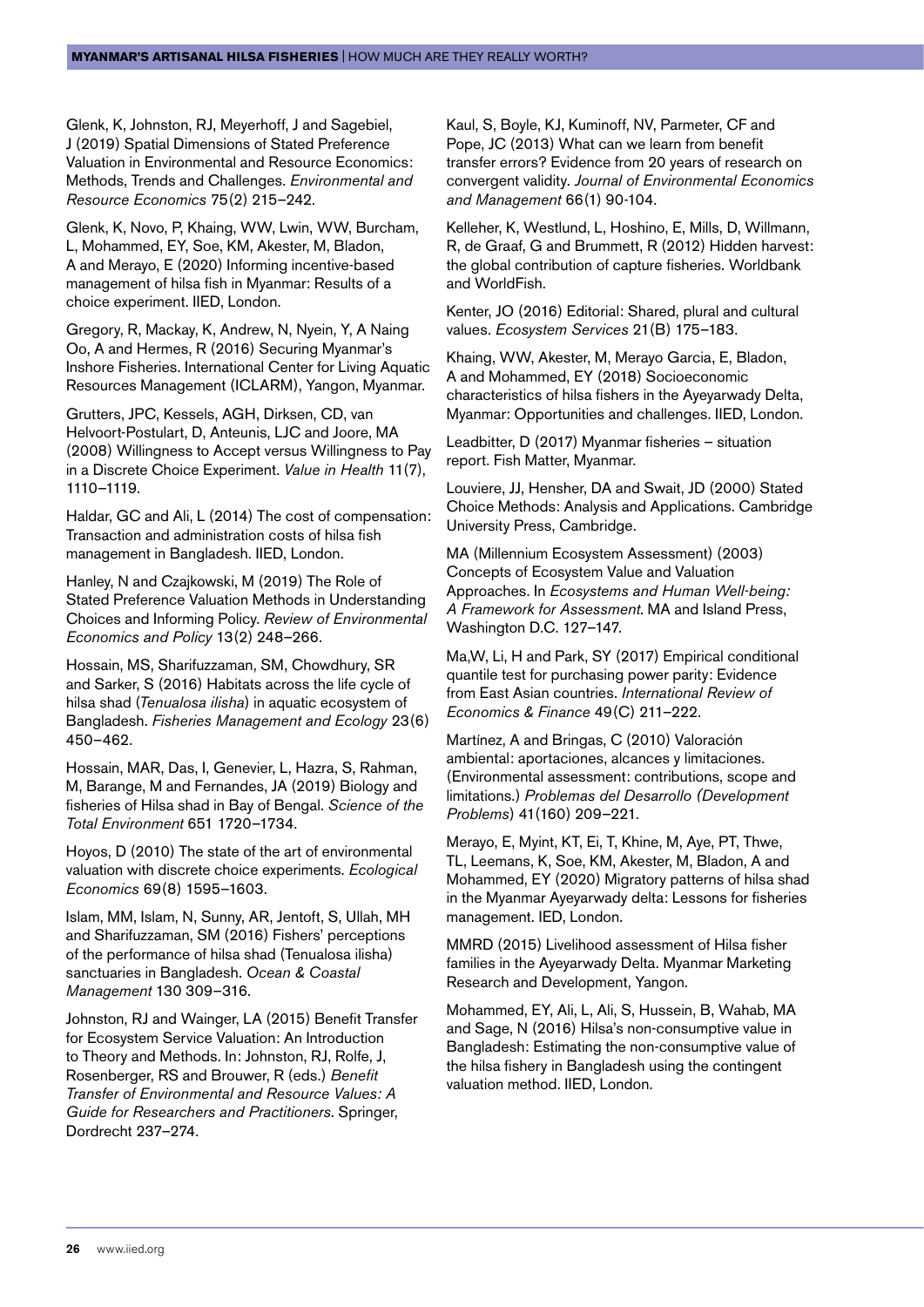Glenk, K, Johnston, RJ, Meyerhoff, J and Sagebiel, J (2019) Spatial Dimensions of Stated Preference Valuation in Environmental and Resource Economics: Methods, Trends and Challenges. *Environmental and Resource Economics* 75(2) 215–242.

Glenk, K, Novo, P, Khaing, WW, Lwin, WW, Burcham, L, Mohammed, EY, Soe, KM, Akester, M, Bladon, A and Merayo, E (2020) Informing incentive-based management of hilsa fish in Myanmar: Results of a choice experiment. IIED, London.

Gregory, R, Mackay, K, Andrew, N, Nyein, Y, A Naing Oo, A and Hermes, R (2016) Securing Myanmar's Inshore Fisheries. International Center for Living Aquatic Resources Management (ICLARM), Yangon, Myanmar.

Grutters, JPC, Kessels, AGH, Dirksen, CD, van Helvoort-Postulart, D, Anteunis, LJC and Joore, MA (2008) Willingness to Accept versus Willingness to Pay in a Discrete Choice Experiment. *Value in Health* 11(7), 1110–1119.

Haldar, GC and Ali, L (2014) The cost of compensation: Transaction and administration costs of hilsa fish management in Bangladesh. IIED, London.

Hanley, N and Czajkowski, M (2019) The Role of Stated Preference Valuation Methods in Understanding Choices and Informing Policy. *Review of Environmental Economics and Policy* 13(2) 248–266.

Hossain, MS, Sharifuzzaman, SM, Chowdhury, SR and Sarker, S (2016) Habitats across the life cycle of hilsa shad (*Tenualosa ilisha*) in aquatic ecosystem of Bangladesh. *Fisheries Management and Ecology* 23(6) 450–462.

Hossain, MAR, Das, I, Genevier, L, Hazra, S, Rahman, M, Barange, M and Fernandes, JA (2019) Biology and fisheries of Hilsa shad in Bay of Bengal. *Science of the Total Environment* 651 1720–1734.

Hoyos, D (2010) The state of the art of environmental valuation with discrete choice experiments. *Ecological Economics* 69(8) 1595–1603.

Islam, MM, Islam, N, Sunny, AR, Jentoft, S, Ullah, MH and Sharifuzzaman, SM (2016) Fishers' perceptions of the performance of hilsa shad (Tenualosa ilisha) sanctuaries in Bangladesh. *Ocean & Coastal Management* 130 309–316.

Johnston, RJ and Wainger, LA (2015) Benefit Transfer for Ecosystem Service Valuation: An Introduction to Theory and Methods. In: Johnston, RJ, Rolfe, J, Rosenberger, RS and Brouwer, R (eds.) *Benefit Transfer of Environmental and Resource Values: A Guide for Researchers and Practitioners*. Springer, Dordrecht 237–274.

Kaul, S, Boyle, KJ, Kuminoff, NV, Parmeter, CF and Pope, JC (2013) What can we learn from benefit transfer errors? Evidence from 20 years of research on convergent validity. *Journal of Environmental Economics and Management* 66(1) 90-104.

Kelleher, K, Westlund, L, Hoshino, E, Mills, D, Willmann, R, de Graaf, G and Brummett, R (2012) Hidden harvest: the global contribution of capture fisheries. Worldbank and WorldFish.

Kenter, JO (2016) Editorial: Shared, plural and cultural values. *Ecosystem Services* 21(B) 175–183.

Khaing, WW, Akester, M, Merayo Garcia, E, Bladon, A and Mohammed, EY (2018) Socioeconomic characteristics of hilsa fishers in the Ayeyarwady Delta, Myanmar: Opportunities and challenges. IIED, London.

Leadbitter, D (2017) Myanmar fisheries – situation report. Fish Matter, Myanmar.

Louviere, JJ, Hensher, DA and Swait, JD (2000) Stated Choice Methods: Analysis and Applications. Cambridge University Press, Cambridge.

MA (Millennium Ecosystem Assessment) (2003) Concepts of Ecosystem Value and Valuation Approaches. In *Ecosystems and Human Well-being: A Framework for Assessment*. MA and Island Press, Washington D.C. 127–147.

Ma,W, Li, H and Park, SY (2017) Empirical conditional quantile test for purchasing power parity: Evidence from East Asian countries. *International Review of Economics & Finance* 49(C) 211–222.

Martínez, A and Bringas, C (2010) Valoración ambiental: aportaciones, alcances y limitaciones. (Environmental assessment: contributions, scope and limitations.) *Problemas del Desarrollo (Development Problems)* 41(160) 209–221.

Merayo, E, Myint, KT, Ei, T, Khine, M, Aye, PT, Thwe, TL, Leemans, K, Soe, KM, Akester, M, Bladon, A and Mohammed, EY (2020) Migratory patterns of hilsa shad in the Myanmar Ayeyarwady delta: Lessons for fisheries management. IED, London.

MMRD (2015) Livelihood assessment of Hilsa fisher families in the Ayeyarwady Delta. Myanmar Marketing Research and Development, Yangon.

Mohammed, EY, Ali, L, Ali, S, Hussein, B, Wahab, MA and Sage, N (2016) Hilsa's non-consumptive value in Bangladesh: Estimating the non-consumptive value of the hilsa fishery in Bangladesh using the contingent valuation method. IIED, London.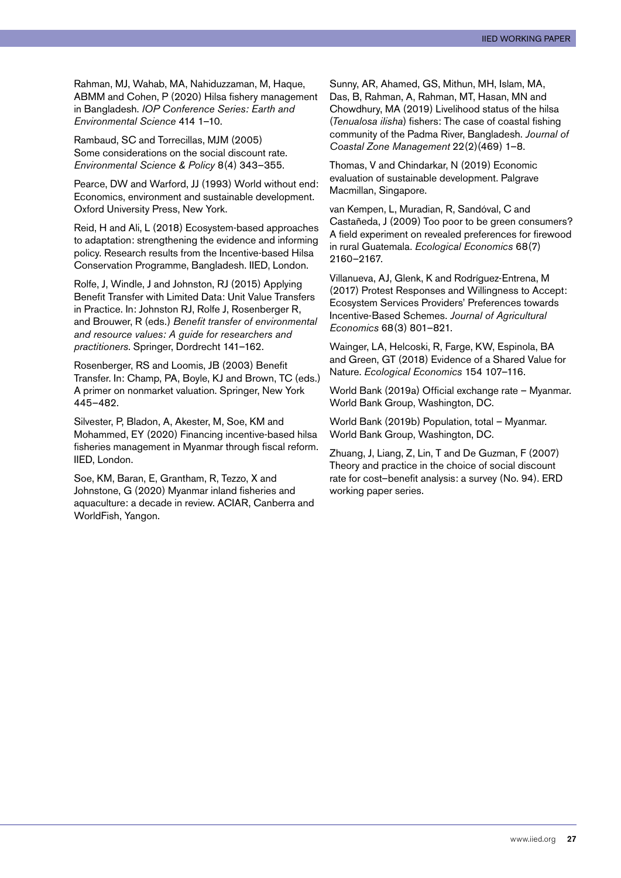Rahman, MJ, Wahab, MA, Nahiduzzaman, M, Haque, ABMM and Cohen, P (2020) Hilsa fishery management in Bangladesh. *IOP Conference Series: Earth and Environmental Science* 414 1–10.

Rambaud, SC and Torrecillas, MJM (2005) Some considerations on the social discount rate. *Environmental Science & Policy* 8(4) 343–355.

Pearce, DW and Warford, JJ (1993) World without end: Economics, environment and sustainable development. Oxford University Press, New York.

Reid, H and Ali, L (2018) Ecosystem-based approaches to adaptation: strengthening the evidence and informing policy. Research results from the Incentive-based Hilsa Conservation Programme, Bangladesh. IIED, London.

Rolfe, J, Windle, J and Johnston, RJ (2015) Applying Benefit Transfer with Limited Data: Unit Value Transfers in Practice. In: Johnston RJ, Rolfe J, Rosenberger R, and Brouwer, R (eds.) *Benefit transfer of environmental and resource values: A guide for researchers and practitioners*. Springer, Dordrecht 141–162.

Rosenberger, RS and Loomis, JB (2003) Benefit Transfer. In: Champ, PA, Boyle, KJ and Brown, TC (eds.) A primer on nonmarket valuation. Springer, New York 445–482.

Silvester, P, Bladon, A, Akester, M, Soe, KM and Mohammed, EY (2020) Financing incentive-based hilsa fisheries management in Myanmar through fiscal reform. IIED, London.

Soe, KM, Baran, E, Grantham, R, Tezzo, X and Johnstone, G (2020) Myanmar inland fisheries and aquaculture: a decade in review. ACIAR, Canberra and WorldFish, Yangon.

Sunny, AR, Ahamed, GS, Mithun, MH, Islam, MA, Das, B, Rahman, A, Rahman, MT, Hasan, MN and Chowdhury, MA (2019) Livelihood status of the hilsa (*Tenualosa ilisha*) fishers: The case of coastal fishing community of the Padma River, Bangladesh. *Journal of Coastal Zone Management* 22(2)(469) 1–8.

Thomas, V and Chindarkar, N (2019) Economic evaluation of sustainable development. Palgrave Macmillan, Singapore.

van Kempen, L, Muradian, R, Sandóval, C and Castañeda, J (2009) Too poor to be green consumers? A field experiment on revealed preferences for firewood in rural Guatemala. *Ecological Economics* 68(7) 2160–2167.

Villanueva, AJ, Glenk, K and Rodríguez-Entrena, M (2017) Protest Responses and Willingness to Accept: Ecosystem Services Providers' Preferences towards Incentive-Based Schemes. *Journal of Agricultural Economics* 68(3) 801–821.

Wainger, LA, Helcoski, R, Farge, KW, Espinola, BA and Green, GT (2018) Evidence of a Shared Value for Nature. *Ecological Economics* 154 107–116.

World Bank (2019a) Official exchange rate – Myanmar. World Bank Group, Washington, DC.

World Bank (2019b) Population, total – Myanmar. World Bank Group, Washington, DC.

Zhuang, J, Liang, Z, Lin, T and De Guzman, F (2007) Theory and practice in the choice of social discount rate for cost–benefit analysis: a survey (No. 94). ERD working paper series.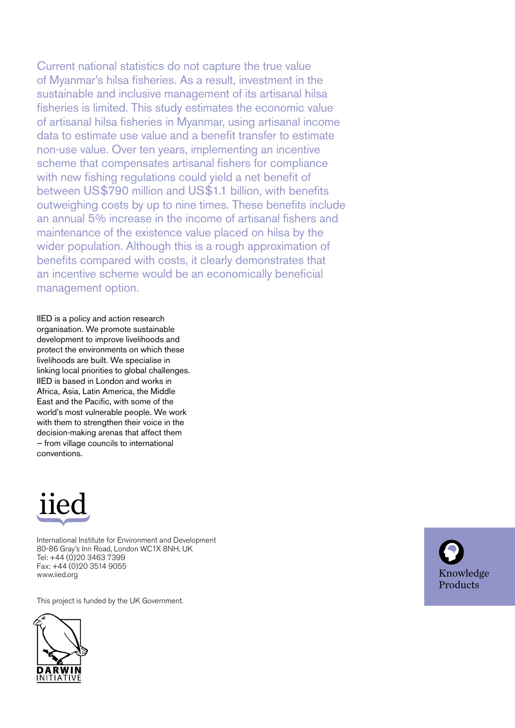Current national statistics do not capture the true value of Myanmar's hilsa fisheries. As a result, investment in the sustainable and inclusive management of its artisanal hilsa fisheries is limited. This study estimates the economic value of artisanal hilsa fisheries in Myanmar, using artisanal income data to estimate use value and a benefit transfer to estimate non-use value. Over ten years, implementing an incentive scheme that compensates artisanal fishers for compliance with new fishing regulations could yield a net benefit of between US$790 million and US$1.1 billion, with benefits outweighing costs by up to nine times. These benefits include an annual 5% increase in the income of artisanal fishers and maintenance of the existence value placed on hilsa by the wider population. Although this is a rough approximation of benefits compared with costs, it clearly demonstrates that an incentive scheme would be an economically beneficial management option.

IIED is a policy and action research organisation. We promote sustainable development to improve livelihoods and protect the environments on which these livelihoods are built. We specialise in linking local priorities to global challenges. IIED is based in London and works in Africa, Asia, Latin America, the Middle East and the Pacific, with some of the world's most vulnerable people. We work with them to strengthen their voice in the decision-making arenas that affect them – from village councils to international conventions.

iied

International Institute for Environment and Development
80-86 Gray's Inn Road, London WC1X 8NH, UK
Tel: +44 (0)20 3463 7399
Fax: +44 (0)20 3514 9055
www.iied.org

This project is funded by the UK Government.

DARWIN INITIATIVE

Knowledge Products